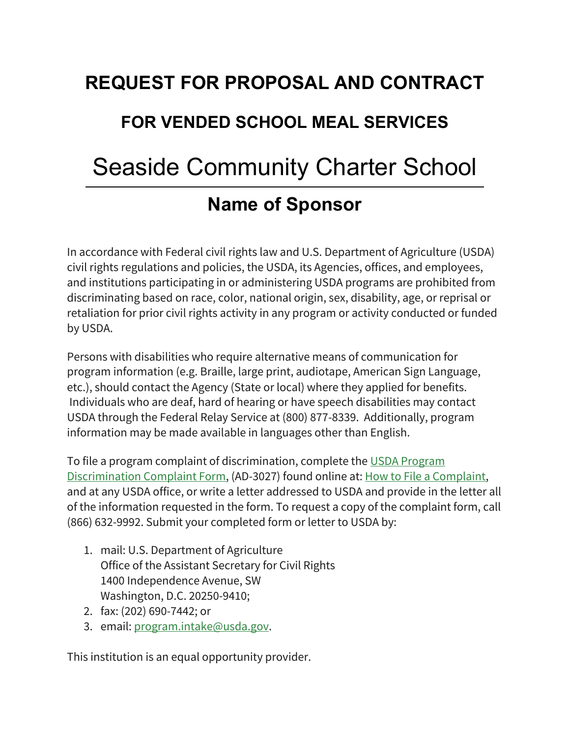# REQUEST FOR PROPOSAL AND CONTRACT

## FOR VENDED SCHOOL MEAL SERVICES

Seaside Community Charter School

## Name of Sponsor

In accordance with Federal civil rights law and U.S. Department of Agriculture (USDA) civil rights regulations and policies, the USDA, its Agencies, offices, and employees, and institutions participating in or administering USDA programs are prohibited from discriminating based on race, color, national origin, sex, disability, age, or reprisal or retaliation for prior civil rights activity in any program or activity conducted or funded by USDA.

Persons with disabilities who require alternative means of communication for program information (e.g. Braille, large print, audiotape, American Sign Language, etc.), should contact the Agency (State or local) where they applied for benefits. Individuals who are deaf, hard of hearing or have speech disabilities may contact USDA through the Federal Relay Service at (800) 877-8339. Additionally, program information may be made available in languages other than English.

To file a program complaint of discrimination, complete the [USDA Program Discrimination Complaint Form](), (AD-3027) found online at: [How to File a Complaint](), and at any USDA office, or write a letter addressed to USDA and provide in the letter all of the information requested in the form. To request a copy of the complaint form, call (866) 632-9992. Submit your completed form or letter to USDA by:

1. mail: U.S. Department of Agriculture
   Office of the Assistant Secretary for Civil Rights
   1400 Independence Avenue, SW
   Washington, D.C. 20250-9410;
2. fax: (202) 690-7442; or
3. email: program.intake@usda.gov.

This institution is an equal opportunity provider.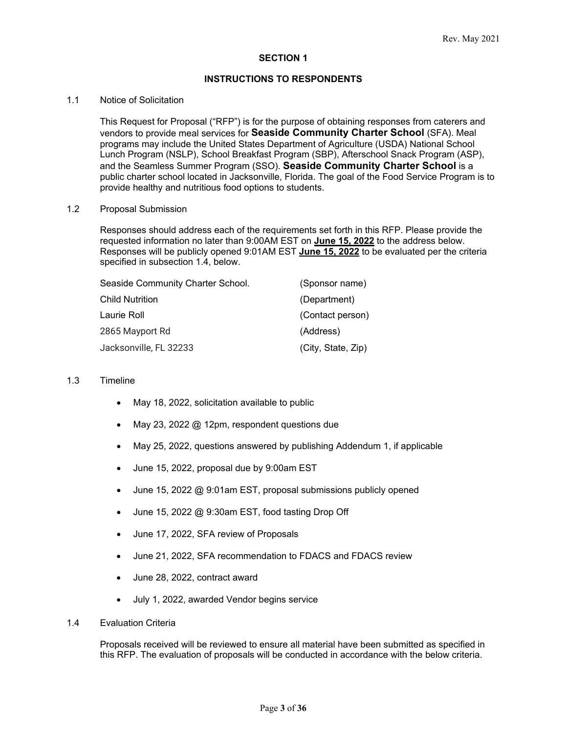## SECTION 1

## INSTRUCTIONS TO RESPONDENTS

1.1 Notice of Solicitation

This Request for Proposal ("RFP") is for the purpose of obtaining responses from caterers and vendors to provide meal services for **Seaside Community Charter School** (SFA). Meal programs may include the United States Department of Agriculture (USDA) National School Lunch Program (NSLP), School Breakfast Program (SBP), Afterschool Snack Program (ASP), and the Seamless Summer Program (SSO). **Seaside Community Charter School** is a public charter school located in Jacksonville, Florida. The goal of the Food Service Program is to provide healthy and nutritious food options to students.

1.2 Proposal Submission

Responses should address each of the requirements set forth in this RFP. Please provide the requested information no later than 9:00AM EST on **June 15, 2022** to the address below. Responses will be publicly opened 9:01AM EST **June 15, 2022** to be evaluated per the criteria specified in subsection 1.4, below.

| | |
|---|---|
| Seaside Community Charter School. | (Sponsor name) |
| Child Nutrition | (Department) |
| Laurie Roll | (Contact person) |
| 2865 Mayport Rd | (Address) |
| Jacksonville, FL 32233 | (City, State, Zip) |

1.3 Timeline

- May 18, 2022, solicitation available to public
- May 23, 2022 @ 12pm, respondent questions due
- May 25, 2022, questions answered by publishing Addendum 1, if applicable
- June 15, 2022, proposal due by 9:00am EST
- June 15, 2022 @ 9:01am EST, proposal submissions publicly opened
- June 15, 2022 @ 9:30am EST, food tasting Drop Off
- June 17, 2022, SFA review of Proposals
- June 21, 2022, SFA recommendation to FDACS and FDACS review
- June 28, 2022, contract award
- July 1, 2022, awarded Vendor begins service

1.4 Evaluation Criteria

Proposals received will be reviewed to ensure all material have been submitted as specified in this RFP. The evaluation of proposals will be conducted in accordance with the below criteria.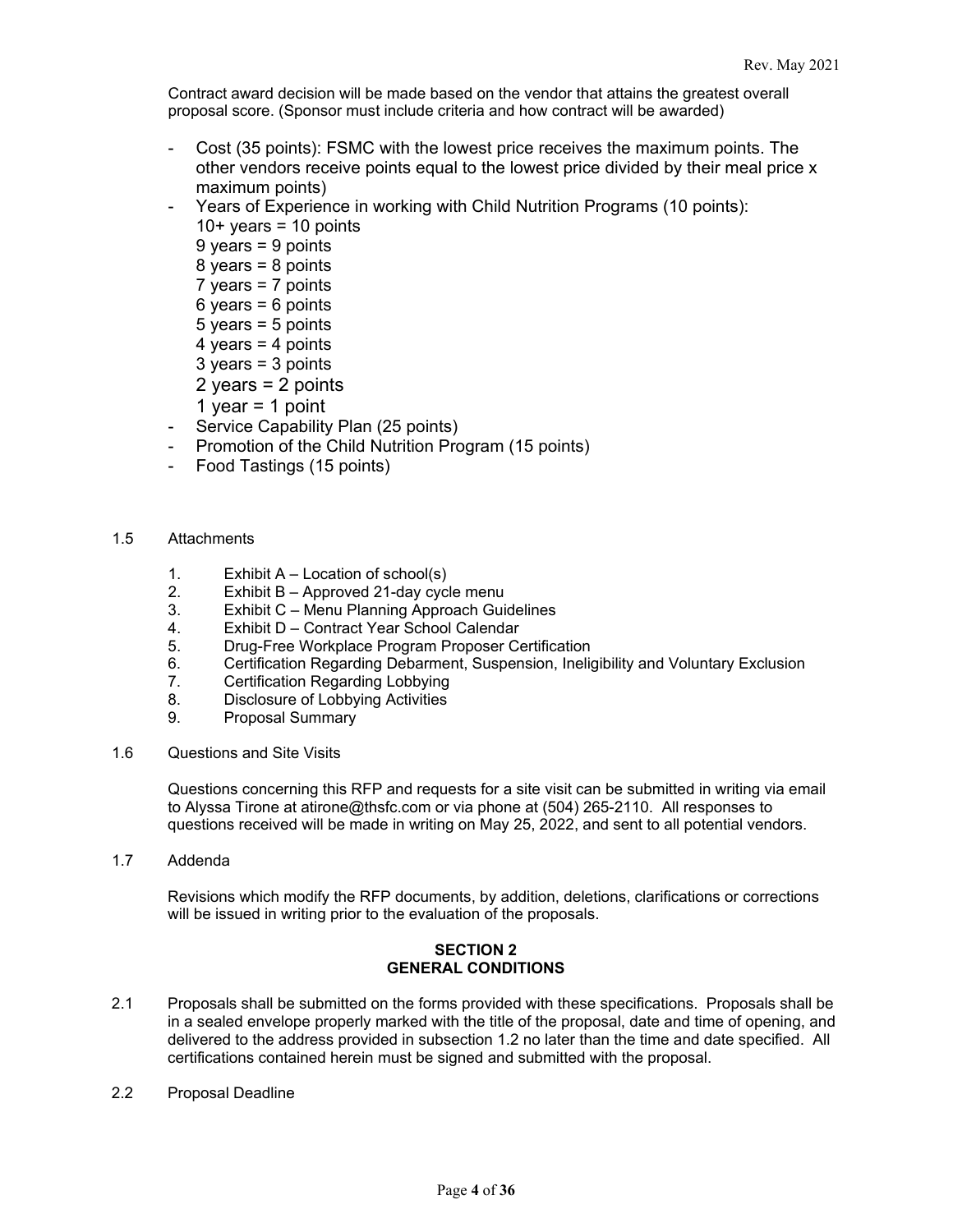Contract award decision will be made based on the vendor that attains the greatest overall proposal score. (Sponsor must include criteria and how contract will be awarded)

- Cost (35 points): FSMC with the lowest price receives the maximum points. The other vendors receive points equal to the lowest price divided by their meal price x maximum points)
- Years of Experience in working with Child Nutrition Programs (10 points):
  10+ years = 10 points
  9 years = 9 points
  8 years = 8 points
  7 years = 7 points
  6 years = 6 points
  5 years = 5 points
  4 years = 4 points
  3 years = 3 points
  2 years = 2 points
  1 year = 1 point
- Service Capability Plan (25 points)
- Promotion of the Child Nutrition Program (15 points)
- Food Tastings (15 points)

1.5 Attachments

1. Exhibit A – Location of school(s)
2. Exhibit B – Approved 21-day cycle menu
3. Exhibit C – Menu Planning Approach Guidelines
4. Exhibit D – Contract Year School Calendar
5. Drug-Free Workplace Program Proposer Certification
6. Certification Regarding Debarment, Suspension, Ineligibility and Voluntary Exclusion
7. Certification Regarding Lobbying
8. Disclosure of Lobbying Activities
9. Proposal Summary

1.6 Questions and Site Visits

Questions concerning this RFP and requests for a site visit can be submitted in writing via email to Alyssa Tirone at atirone@thsfc.com or via phone at (504) 265-2110. All responses to questions received will be made in writing on May 25, 2022, and sent to all potential vendors.

1.7 Addenda

Revisions which modify the RFP documents, by addition, deletions, clarifications or corrections will be issued in writing prior to the evaluation of the proposals.

## SECTION 2
## GENERAL CONDITIONS

2.1 Proposals shall be submitted on the forms provided with these specifications. Proposals shall be in a sealed envelope properly marked with the title of the proposal, date and time of opening, and delivered to the address provided in subsection 1.2 no later than the time and date specified. All certifications contained herein must be signed and submitted with the proposal.

2.2 Proposal Deadline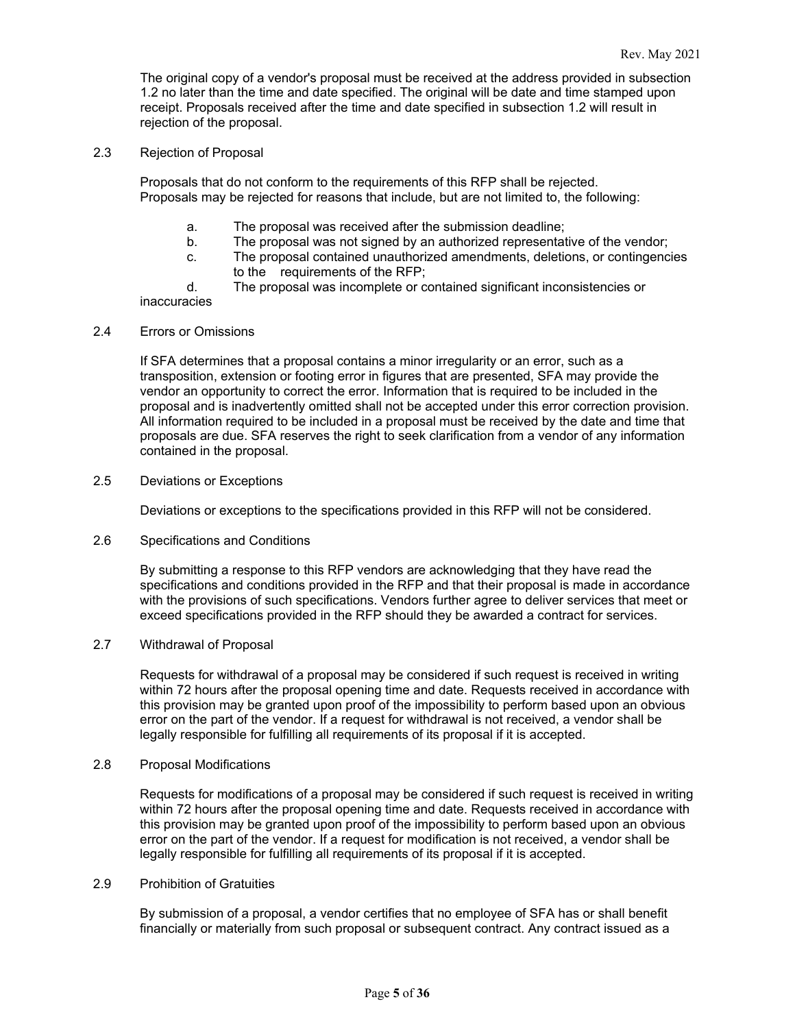The original copy of a vendor's proposal must be received at the address provided in subsection 1.2 no later than the time and date specified. The original will be date and time stamped upon receipt. Proposals received after the time and date specified in subsection 1.2 will result in rejection of the proposal.

## 2.3 Rejection of Proposal

Proposals that do not conform to the requirements of this RFP shall be rejected. Proposals may be rejected for reasons that include, but are not limited to, the following:

a. The proposal was received after the submission deadline;
b. The proposal was not signed by an authorized representative of the vendor;
c. The proposal contained unauthorized amendments, deletions, or contingencies to the requirements of the RFP;
d. The proposal was incomplete or contained significant inconsistencies or inaccuracies

## 2.4 Errors or Omissions

If SFA determines that a proposal contains a minor irregularity or an error, such as a transposition, extension or footing error in figures that are presented, SFA may provide the vendor an opportunity to correct the error. Information that is required to be included in the proposal and is inadvertently omitted shall not be accepted under this error correction provision. All information required to be included in a proposal must be received by the date and time that proposals are due. SFA reserves the right to seek clarification from a vendor of any information contained in the proposal.

## 2.5 Deviations or Exceptions

Deviations or exceptions to the specifications provided in this RFP will not be considered.

## 2.6 Specifications and Conditions

By submitting a response to this RFP vendors are acknowledging that they have read the specifications and conditions provided in the RFP and that their proposal is made in accordance with the provisions of such specifications. Vendors further agree to deliver services that meet or exceed specifications provided in the RFP should they be awarded a contract for services.

## 2.7 Withdrawal of Proposal

Requests for withdrawal of a proposal may be considered if such request is received in writing within 72 hours after the proposal opening time and date. Requests received in accordance with this provision may be granted upon proof of the impossibility to perform based upon an obvious error on the part of the vendor. If a request for withdrawal is not received, a vendor shall be legally responsible for fulfilling all requirements of its proposal if it is accepted.

## 2.8 Proposal Modifications

Requests for modifications of a proposal may be considered if such request is received in writing within 72 hours after the proposal opening time and date. Requests received in accordance with this provision may be granted upon proof of the impossibility to perform based upon an obvious error on the part of the vendor. If a request for modification is not received, a vendor shall be legally responsible for fulfilling all requirements of its proposal if it is accepted.

## 2.9 Prohibition of Gratuities

By submission of a proposal, a vendor certifies that no employee of SFA has or shall benefit financially or materially from such proposal or subsequent contract. Any contract issued as a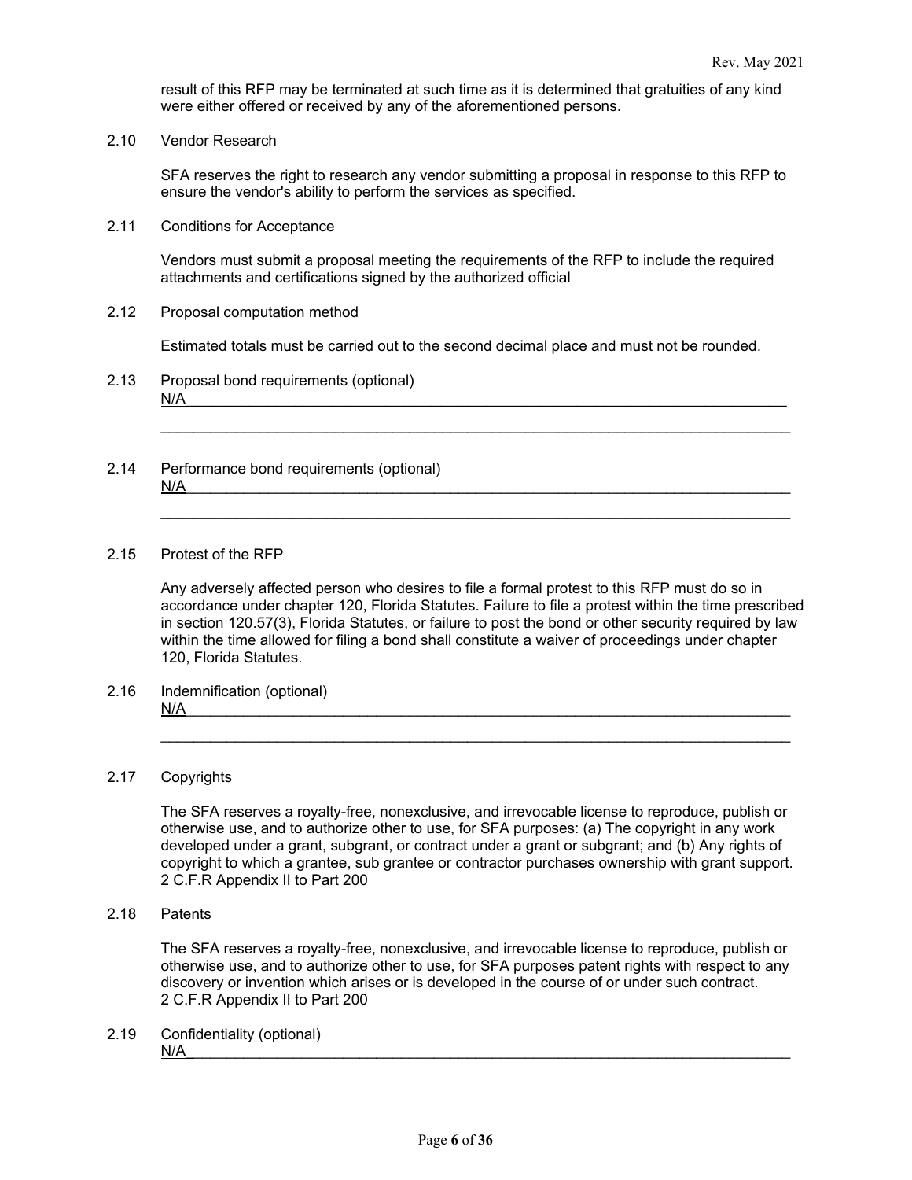result of this RFP may be terminated at such time as it is determined that gratuities of any kind were either offered or received by any of the aforementioned persons.

2.10 Vendor Research

SFA reserves the right to research any vendor submitting a proposal in response to this RFP to ensure the vendor's ability to perform the services as specified.

2.11 Conditions for Acceptance

Vendors must submit a proposal meeting the requirements of the RFP to include the required attachments and certifications signed by the authorized official

2.12 Proposal computation method

Estimated totals must be carried out to the second decimal place and must not be rounded.

2.13 Proposal bond requirements (optional)
N/A

2.14 Performance bond requirements (optional)
N/A

2.15 Protest of the RFP

Any adversely affected person who desires to file a formal protest to this RFP must do so in accordance under chapter 120, Florida Statutes. Failure to file a protest within the time prescribed in section 120.57(3), Florida Statutes, or failure to post the bond or other security required by law within the time allowed for filing a bond shall constitute a waiver of proceedings under chapter 120, Florida Statutes.

2.16 Indemnification (optional)
N/A

2.17 Copyrights

The SFA reserves a royalty-free, nonexclusive, and irrevocable license to reproduce, publish or otherwise use, and to authorize other to use, for SFA purposes: (a) The copyright in any work developed under a grant, subgrant, or contract under a grant or subgrant; and (b) Any rights of copyright to which a grantee, sub grantee or contractor purchases ownership with grant support. 2 C.F.R Appendix II to Part 200

2.18 Patents

The SFA reserves a royalty-free, nonexclusive, and irrevocable license to reproduce, publish or otherwise use, and to authorize other to use, for SFA purposes patent rights with respect to any discovery or invention which arises or is developed in the course of or under such contract. 2 C.F.R Appendix II to Part 200

2.19 Confidentiality (optional)
N/A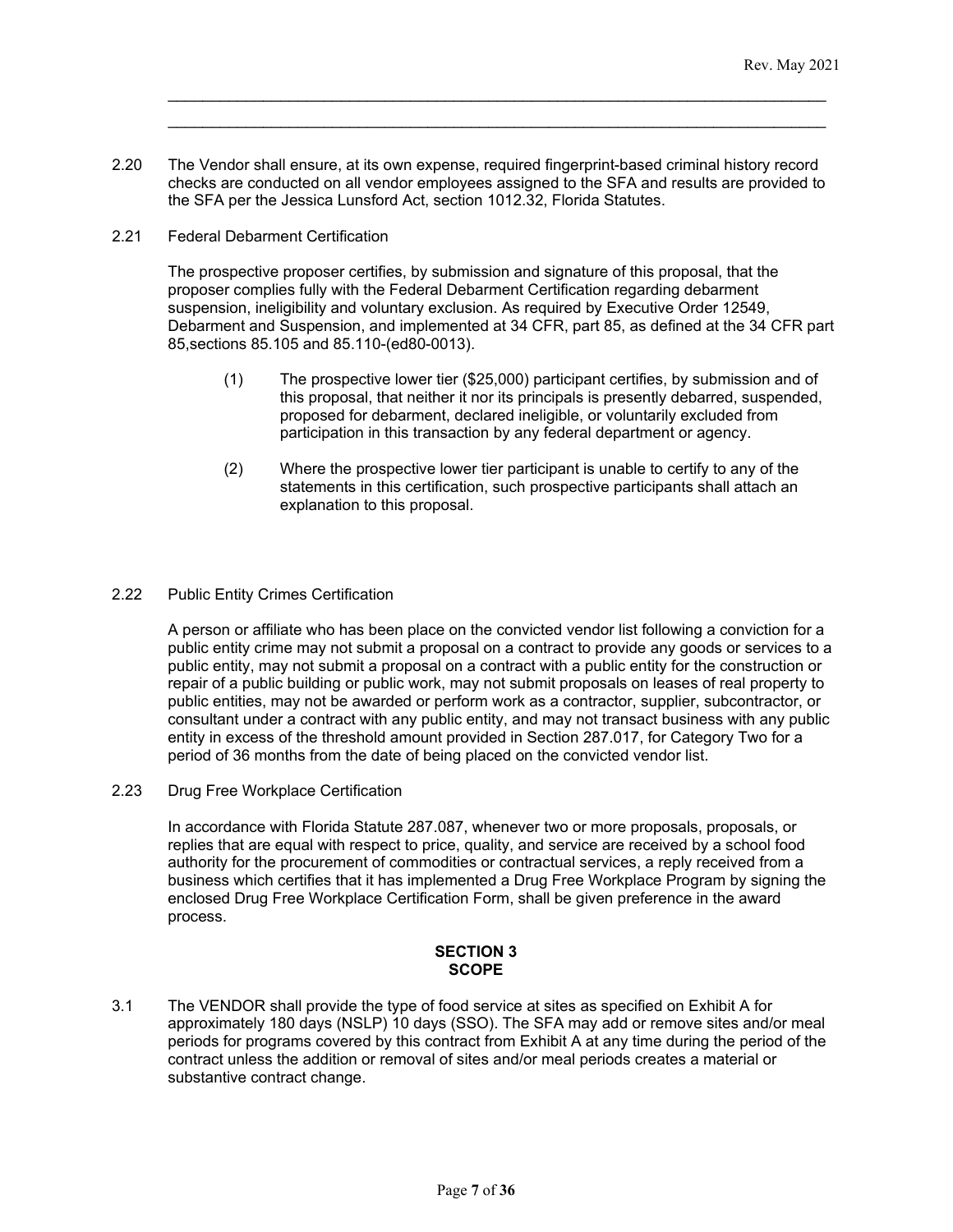______________________________________________________________________________

______________________________________________________________________________

2.20 The Vendor shall ensure, at its own expense, required fingerprint-based criminal history record checks are conducted on all vendor employees assigned to the SFA and results are provided to the SFA per the Jessica Lunsford Act, section 1012.32, Florida Statutes.

2.21 Federal Debarment Certification

The prospective proposer certifies, by submission and signature of this proposal, that the proposer complies fully with the Federal Debarment Certification regarding debarment suspension, ineligibility and voluntary exclusion. As required by Executive Order 12549, Debarment and Suspension, and implemented at 34 CFR, part 85, as defined at the 34 CFR part 85,sections 85.105 and 85.110-(ed80-0013).

(1) The prospective lower tier ($25,000) participant certifies, by submission and of this proposal, that neither it nor its principals is presently debarred, suspended, proposed for debarment, declared ineligible, or voluntarily excluded from participation in this transaction by any federal department or agency.

(2) Where the prospective lower tier participant is unable to certify to any of the statements in this certification, such prospective participants shall attach an explanation to this proposal.

2.22 Public Entity Crimes Certification

A person or affiliate who has been place on the convicted vendor list following a conviction for a public entity crime may not submit a proposal on a contract to provide any goods or services to a public entity, may not submit a proposal on a contract with a public entity for the construction or repair of a public building or public work, may not submit proposals on leases of real property to public entities, may not be awarded or perform work as a contractor, supplier, subcontractor, or consultant under a contract with any public entity, and may not transact business with any public entity in excess of the threshold amount provided in Section 287.017, for Category Two for a period of 36 months from the date of being placed on the convicted vendor list.

2.23 Drug Free Workplace Certification

In accordance with Florida Statute 287.087, whenever two or more proposals, proposals, or replies that are equal with respect to price, quality, and service are received by a school food authority for the procurement of commodities or contractual services, a reply received from a business which certifies that it has implemented a Drug Free Workplace Program by signing the enclosed Drug Free Workplace Certification Form, shall be given preference in the award process.

## SECTION 3
## SCOPE

3.1 The VENDOR shall provide the type of food service at sites as specified on Exhibit A for approximately 180 days (NSLP) 10 days (SSO). The SFA may add or remove sites and/or meal periods for programs covered by this contract from Exhibit A at any time during the period of the contract unless the addition or removal of sites and/or meal periods creates a material or substantive contract change.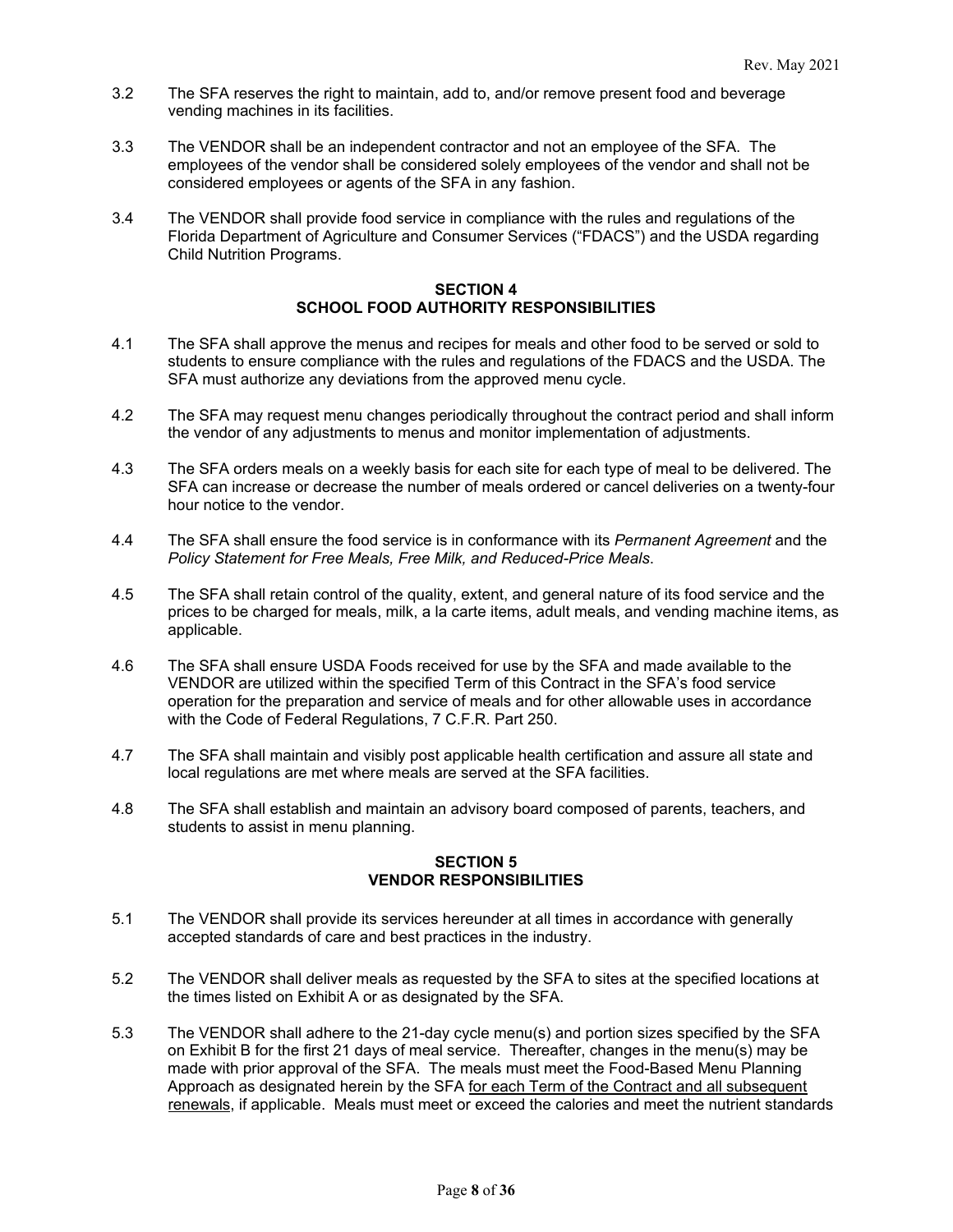3.2 The SFA reserves the right to maintain, add to, and/or remove present food and beverage vending machines in its facilities.

3.3 The VENDOR shall be an independent contractor and not an employee of the SFA. The employees of the vendor shall be considered solely employees of the vendor and shall not be considered employees or agents of the SFA in any fashion.

3.4 The VENDOR shall provide food service in compliance with the rules and regulations of the Florida Department of Agriculture and Consumer Services ("FDACS") and the USDA regarding Child Nutrition Programs.

## SECTION 4
## SCHOOL FOOD AUTHORITY RESPONSIBILITIES

4.1 The SFA shall approve the menus and recipes for meals and other food to be served or sold to students to ensure compliance with the rules and regulations of the FDACS and the USDA. The SFA must authorize any deviations from the approved menu cycle.

4.2 The SFA may request menu changes periodically throughout the contract period and shall inform the vendor of any adjustments to menus and monitor implementation of adjustments.

4.3 The SFA orders meals on a weekly basis for each site for each type of meal to be delivered. The SFA can increase or decrease the number of meals ordered or cancel deliveries on a twenty-four hour notice to the vendor.

4.4 The SFA shall ensure the food service is in conformance with its *Permanent Agreement* and the *Policy Statement for Free Meals, Free Milk, and Reduced-Price Meals*.

4.5 The SFA shall retain control of the quality, extent, and general nature of its food service and the prices to be charged for meals, milk, a la carte items, adult meals, and vending machine items, as applicable.

4.6 The SFA shall ensure USDA Foods received for use by the SFA and made available to the VENDOR are utilized within the specified Term of this Contract in the SFA's food service operation for the preparation and service of meals and for other allowable uses in accordance with the Code of Federal Regulations, 7 C.F.R. Part 250.

4.7 The SFA shall maintain and visibly post applicable health certification and assure all state and local regulations are met where meals are served at the SFA facilities.

4.8 The SFA shall establish and maintain an advisory board composed of parents, teachers, and students to assist in menu planning.

## SECTION 5
## VENDOR RESPONSIBILITIES

5.1 The VENDOR shall provide its services hereunder at all times in accordance with generally accepted standards of care and best practices in the industry.

5.2 The VENDOR shall deliver meals as requested by the SFA to sites at the specified locations at the times listed on Exhibit A or as designated by the SFA.

5.3 The VENDOR shall adhere to the 21-day cycle menu(s) and portion sizes specified by the SFA on Exhibit B for the first 21 days of meal service. Thereafter, changes in the menu(s) may be made with prior approval of the SFA. The meals must meet the Food-Based Menu Planning Approach as designated herein by the SFA <u>for each Term of the Contract and all subsequent renewals</u>, if applicable. Meals must meet or exceed the calories and meet the nutrient standards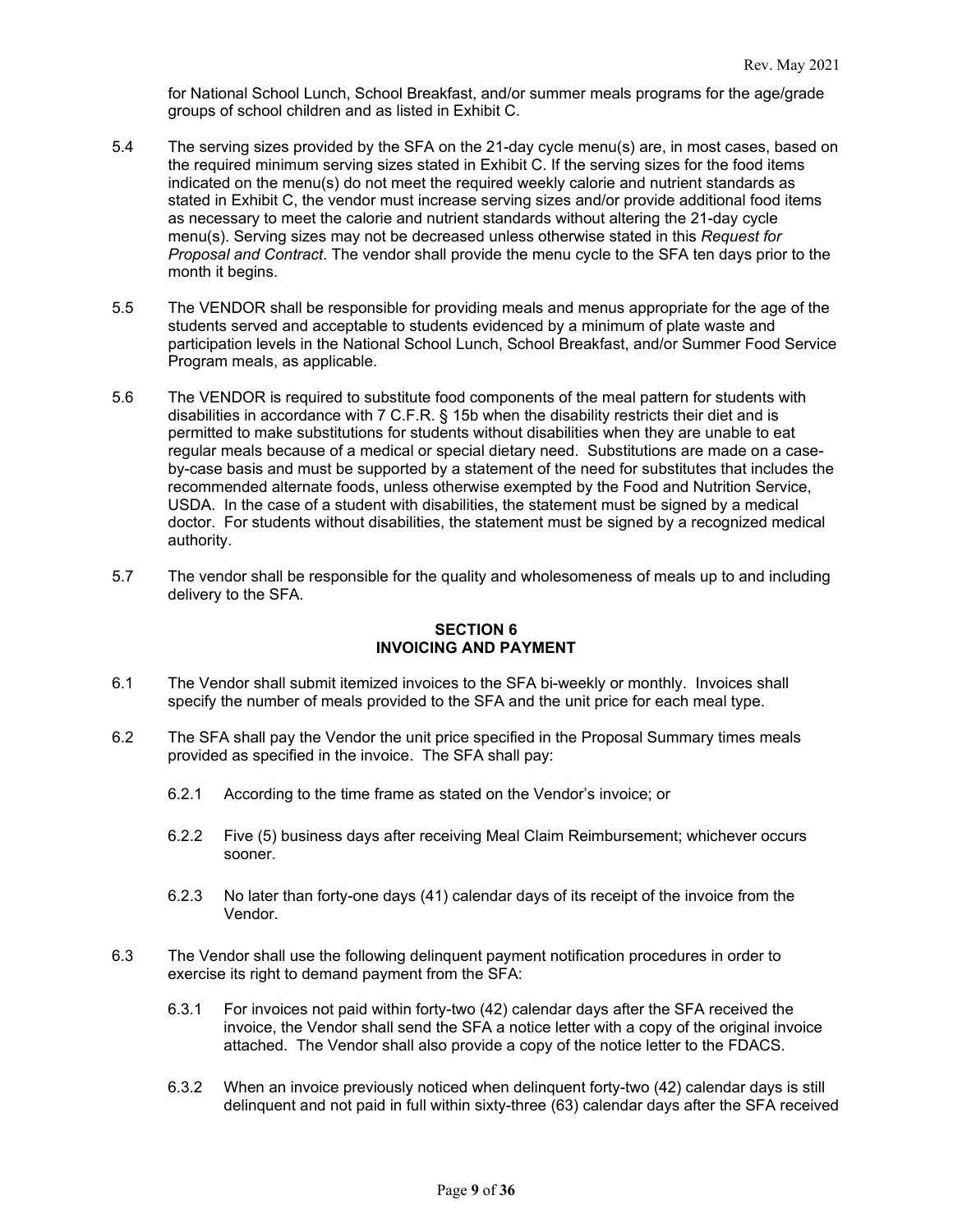for National School Lunch, School Breakfast, and/or summer meals programs for the age/grade groups of school children and as listed in Exhibit C.

5.4 The serving sizes provided by the SFA on the 21-day cycle menu(s) are, in most cases, based on the required minimum serving sizes stated in Exhibit C. If the serving sizes for the food items indicated on the menu(s) do not meet the required weekly calorie and nutrient standards as stated in Exhibit C, the vendor must increase serving sizes and/or provide additional food items as necessary to meet the calorie and nutrient standards without altering the 21-day cycle menu(s). Serving sizes may not be decreased unless otherwise stated in this *Request for Proposal and Contract*. The vendor shall provide the menu cycle to the SFA ten days prior to the month it begins.

5.5 The VENDOR shall be responsible for providing meals and menus appropriate for the age of the students served and acceptable to students evidenced by a minimum of plate waste and participation levels in the National School Lunch, School Breakfast, and/or Summer Food Service Program meals, as applicable.

5.6 The VENDOR is required to substitute food components of the meal pattern for students with disabilities in accordance with 7 C.F.R. § 15b when the disability restricts their diet and is permitted to make substitutions for students without disabilities when they are unable to eat regular meals because of a medical or special dietary need. Substitutions are made on a case-by-case basis and must be supported by a statement of the need for substitutes that includes the recommended alternate foods, unless otherwise exempted by the Food and Nutrition Service, USDA. In the case of a student with disabilities, the statement must be signed by a medical doctor. For students without disabilities, the statement must be signed by a recognized medical authority.

5.7 The vendor shall be responsible for the quality and wholesomeness of meals up to and including delivery to the SFA.

## SECTION 6
## INVOICING AND PAYMENT

6.1 The Vendor shall submit itemized invoices to the SFA bi-weekly or monthly. Invoices shall specify the number of meals provided to the SFA and the unit price for each meal type.

6.2 The SFA shall pay the Vendor the unit price specified in the Proposal Summary times meals provided as specified in the invoice. The SFA shall pay:

6.2.1 According to the time frame as stated on the Vendor's invoice; or

6.2.2 Five (5) business days after receiving Meal Claim Reimbursement; whichever occurs sooner.

6.2.3 No later than forty-one days (41) calendar days of its receipt of the invoice from the Vendor.

6.3 The Vendor shall use the following delinquent payment notification procedures in order to exercise its right to demand payment from the SFA:

6.3.1 For invoices not paid within forty-two (42) calendar days after the SFA received the invoice, the Vendor shall send the SFA a notice letter with a copy of the original invoice attached. The Vendor shall also provide a copy of the notice letter to the FDACS.

6.3.2 When an invoice previously noticed when delinquent forty-two (42) calendar days is still delinquent and not paid in full within sixty-three (63) calendar days after the SFA received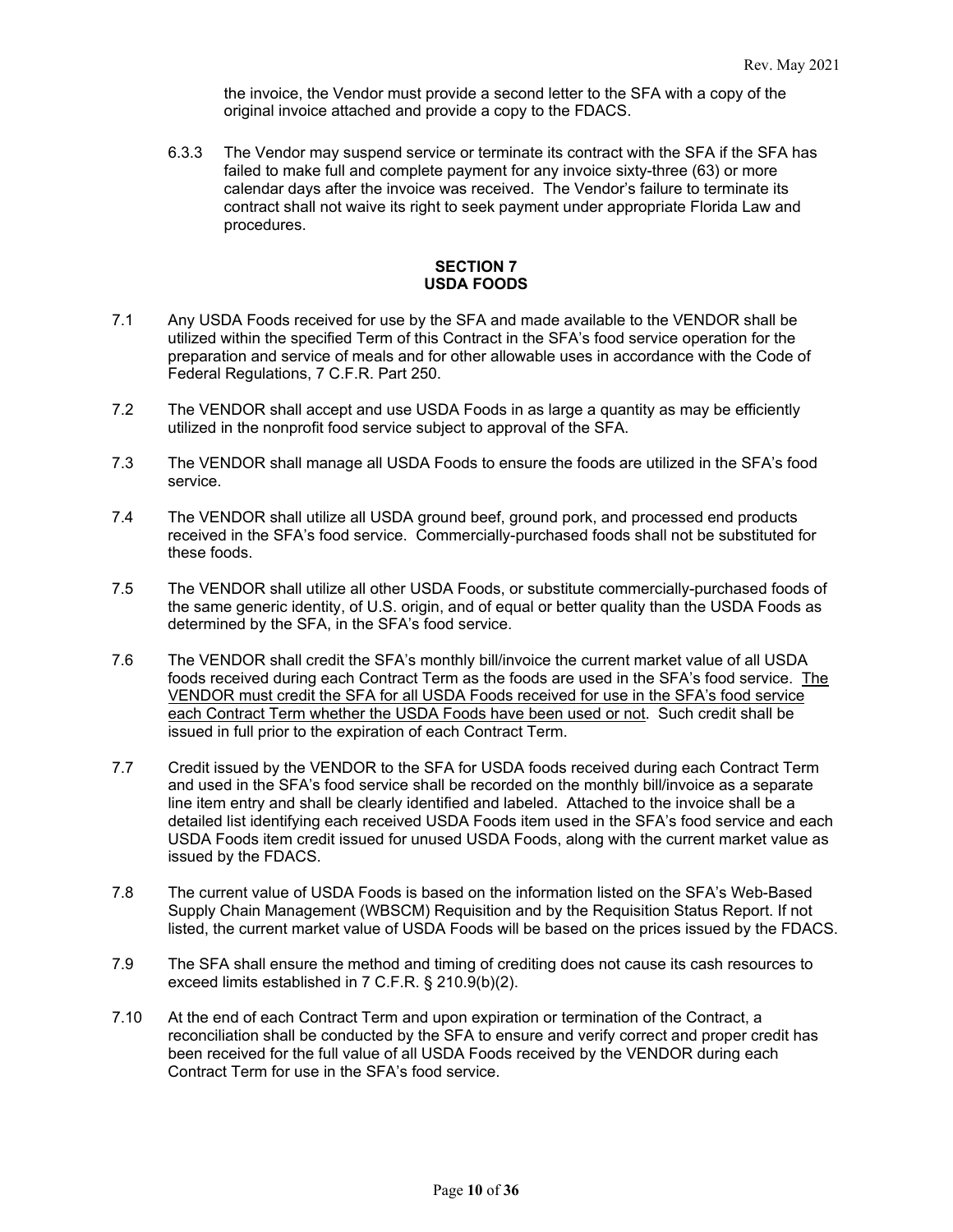the invoice, the Vendor must provide a second letter to the SFA with a copy of the original invoice attached and provide a copy to the FDACS.

6.3.3 The Vendor may suspend service or terminate its contract with the SFA if the SFA has failed to make full and complete payment for any invoice sixty-three (63) or more calendar days after the invoice was received. The Vendor's failure to terminate its contract shall not waive its right to seek payment under appropriate Florida Law and procedures.

## SECTION 7
## USDA FOODS

7.1 Any USDA Foods received for use by the SFA and made available to the VENDOR shall be utilized within the specified Term of this Contract in the SFA's food service operation for the preparation and service of meals and for other allowable uses in accordance with the Code of Federal Regulations, 7 C.F.R. Part 250.

7.2 The VENDOR shall accept and use USDA Foods in as large a quantity as may be efficiently utilized in the nonprofit food service subject to approval of the SFA.

7.3 The VENDOR shall manage all USDA Foods to ensure the foods are utilized in the SFA's food service.

7.4 The VENDOR shall utilize all USDA ground beef, ground pork, and processed end products received in the SFA's food service. Commercially-purchased foods shall not be substituted for these foods.

7.5 The VENDOR shall utilize all other USDA Foods, or substitute commercially-purchased foods of the same generic identity, of U.S. origin, and of equal or better quality than the USDA Foods as determined by the SFA, in the SFA's food service.

7.6 The VENDOR shall credit the SFA's monthly bill/invoice the current market value of all USDA foods received during each Contract Term as the foods are used in the SFA's food service. <u>The VENDOR must credit the SFA for all USDA Foods received for use in the SFA's food service each Contract Term whether the USDA Foods have been used or not</u>. Such credit shall be issued in full prior to the expiration of each Contract Term.

7.7 Credit issued by the VENDOR to the SFA for USDA foods received during each Contract Term and used in the SFA's food service shall be recorded on the monthly bill/invoice as a separate line item entry and shall be clearly identified and labeled. Attached to the invoice shall be a detailed list identifying each received USDA Foods item used in the SFA's food service and each USDA Foods item credit issued for unused USDA Foods, along with the current market value as issued by the FDACS.

7.8 The current value of USDA Foods is based on the information listed on the SFA's Web-Based Supply Chain Management (WBSCM) Requisition and by the Requisition Status Report. If not listed, the current market value of USDA Foods will be based on the prices issued by the FDACS.

7.9 The SFA shall ensure the method and timing of crediting does not cause its cash resources to exceed limits established in 7 C.F.R. § 210.9(b)(2).

7.10 At the end of each Contract Term and upon expiration or termination of the Contract, a reconciliation shall be conducted by the SFA to ensure and verify correct and proper credit has been received for the full value of all USDA Foods received by the VENDOR during each Contract Term for use in the SFA's food service.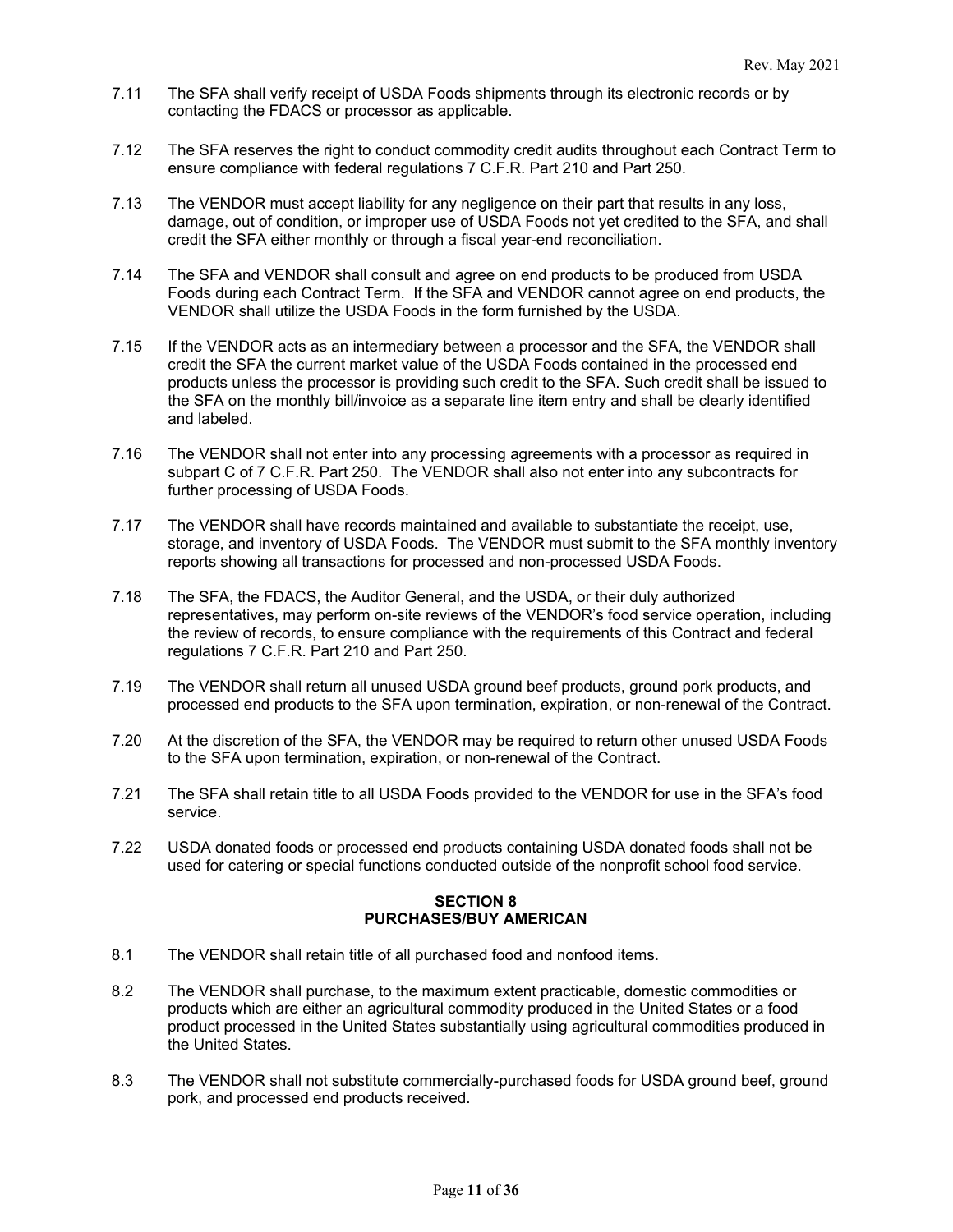7.11 The SFA shall verify receipt of USDA Foods shipments through its electronic records or by contacting the FDACS or processor as applicable.

7.12 The SFA reserves the right to conduct commodity credit audits throughout each Contract Term to ensure compliance with federal regulations 7 C.F.R. Part 210 and Part 250.

7.13 The VENDOR must accept liability for any negligence on their part that results in any loss, damage, out of condition, or improper use of USDA Foods not yet credited to the SFA, and shall credit the SFA either monthly or through a fiscal year-end reconciliation.

7.14 The SFA and VENDOR shall consult and agree on end products to be produced from USDA Foods during each Contract Term. If the SFA and VENDOR cannot agree on end products, the VENDOR shall utilize the USDA Foods in the form furnished by the USDA.

7.15 If the VENDOR acts as an intermediary between a processor and the SFA, the VENDOR shall credit the SFA the current market value of the USDA Foods contained in the processed end products unless the processor is providing such credit to the SFA. Such credit shall be issued to the SFA on the monthly bill/invoice as a separate line item entry and shall be clearly identified and labeled.

7.16 The VENDOR shall not enter into any processing agreements with a processor as required in subpart C of 7 C.F.R. Part 250. The VENDOR shall also not enter into any subcontracts for further processing of USDA Foods.

7.17 The VENDOR shall have records maintained and available to substantiate the receipt, use, storage, and inventory of USDA Foods. The VENDOR must submit to the SFA monthly inventory reports showing all transactions for processed and non-processed USDA Foods.

7.18 The SFA, the FDACS, the Auditor General, and the USDA, or their duly authorized representatives, may perform on-site reviews of the VENDOR's food service operation, including the review of records, to ensure compliance with the requirements of this Contract and federal regulations 7 C.F.R. Part 210 and Part 250.

7.19 The VENDOR shall return all unused USDA ground beef products, ground pork products, and processed end products to the SFA upon termination, expiration, or non-renewal of the Contract.

7.20 At the discretion of the SFA, the VENDOR may be required to return other unused USDA Foods to the SFA upon termination, expiration, or non-renewal of the Contract.

7.21 The SFA shall retain title to all USDA Foods provided to the VENDOR for use in the SFA's food service.

7.22 USDA donated foods or processed end products containing USDA donated foods shall not be used for catering or special functions conducted outside of the nonprofit school food service.

## SECTION 8
## PURCHASES/BUY AMERICAN

8.1 The VENDOR shall retain title of all purchased food and nonfood items.

8.2 The VENDOR shall purchase, to the maximum extent practicable, domestic commodities or products which are either an agricultural commodity produced in the United States or a food product processed in the United States substantially using agricultural commodities produced in the United States.

8.3 The VENDOR shall not substitute commercially-purchased foods for USDA ground beef, ground pork, and processed end products received.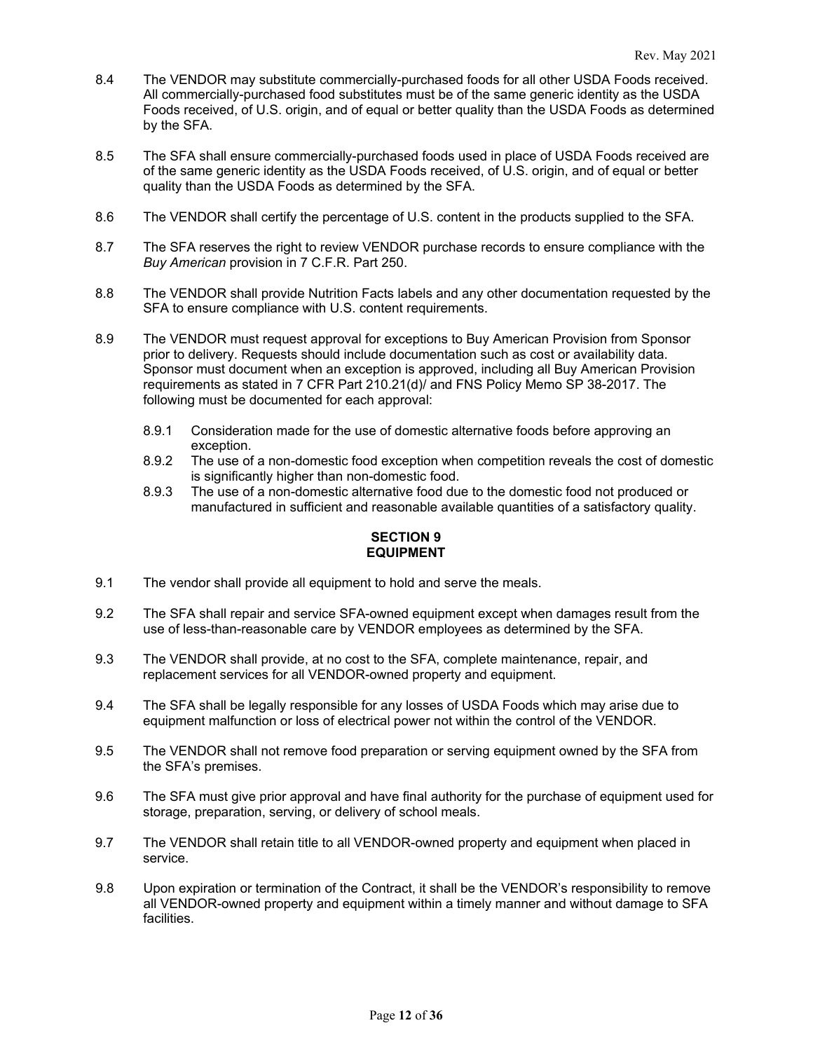8.4 The VENDOR may substitute commercially-purchased foods for all other USDA Foods received. All commercially-purchased food substitutes must be of the same generic identity as the USDA Foods received, of U.S. origin, and of equal or better quality than the USDA Foods as determined by the SFA.

8.5 The SFA shall ensure commercially-purchased foods used in place of USDA Foods received are of the same generic identity as the USDA Foods received, of U.S. origin, and of equal or better quality than the USDA Foods as determined by the SFA.

8.6 The VENDOR shall certify the percentage of U.S. content in the products supplied to the SFA.

8.7 The SFA reserves the right to review VENDOR purchase records to ensure compliance with the *Buy American* provision in 7 C.F.R. Part 250.

8.8 The VENDOR shall provide Nutrition Facts labels and any other documentation requested by the SFA to ensure compliance with U.S. content requirements.

8.9 The VENDOR must request approval for exceptions to Buy American Provision from Sponsor prior to delivery. Requests should include documentation such as cost or availability data. Sponsor must document when an exception is approved, including all Buy American Provision requirements as stated in 7 CFR Part 210.21(d)/ and FNS Policy Memo SP 38-2017. The following must be documented for each approval:

- 8.9.1 Consideration made for the use of domestic alternative foods before approving an exception.
- 8.9.2 The use of a non-domestic food exception when competition reveals the cost of domestic is significantly higher than non-domestic food.
- 8.9.3 The use of a non-domestic alternative food due to the domestic food not produced or manufactured in sufficient and reasonable available quantities of a satisfactory quality.

## SECTION 9
## EQUIPMENT

9.1 The vendor shall provide all equipment to hold and serve the meals.

9.2 The SFA shall repair and service SFA-owned equipment except when damages result from the use of less-than-reasonable care by VENDOR employees as determined by the SFA.

9.3 The VENDOR shall provide, at no cost to the SFA, complete maintenance, repair, and replacement services for all VENDOR-owned property and equipment.

9.4 The SFA shall be legally responsible for any losses of USDA Foods which may arise due to equipment malfunction or loss of electrical power not within the control of the VENDOR.

9.5 The VENDOR shall not remove food preparation or serving equipment owned by the SFA from the SFA's premises.

9.6 The SFA must give prior approval and have final authority for the purchase of equipment used for storage, preparation, serving, or delivery of school meals.

9.7 The VENDOR shall retain title to all VENDOR-owned property and equipment when placed in service.

9.8 Upon expiration or termination of the Contract, it shall be the VENDOR's responsibility to remove all VENDOR-owned property and equipment within a timely manner and without damage to SFA facilities.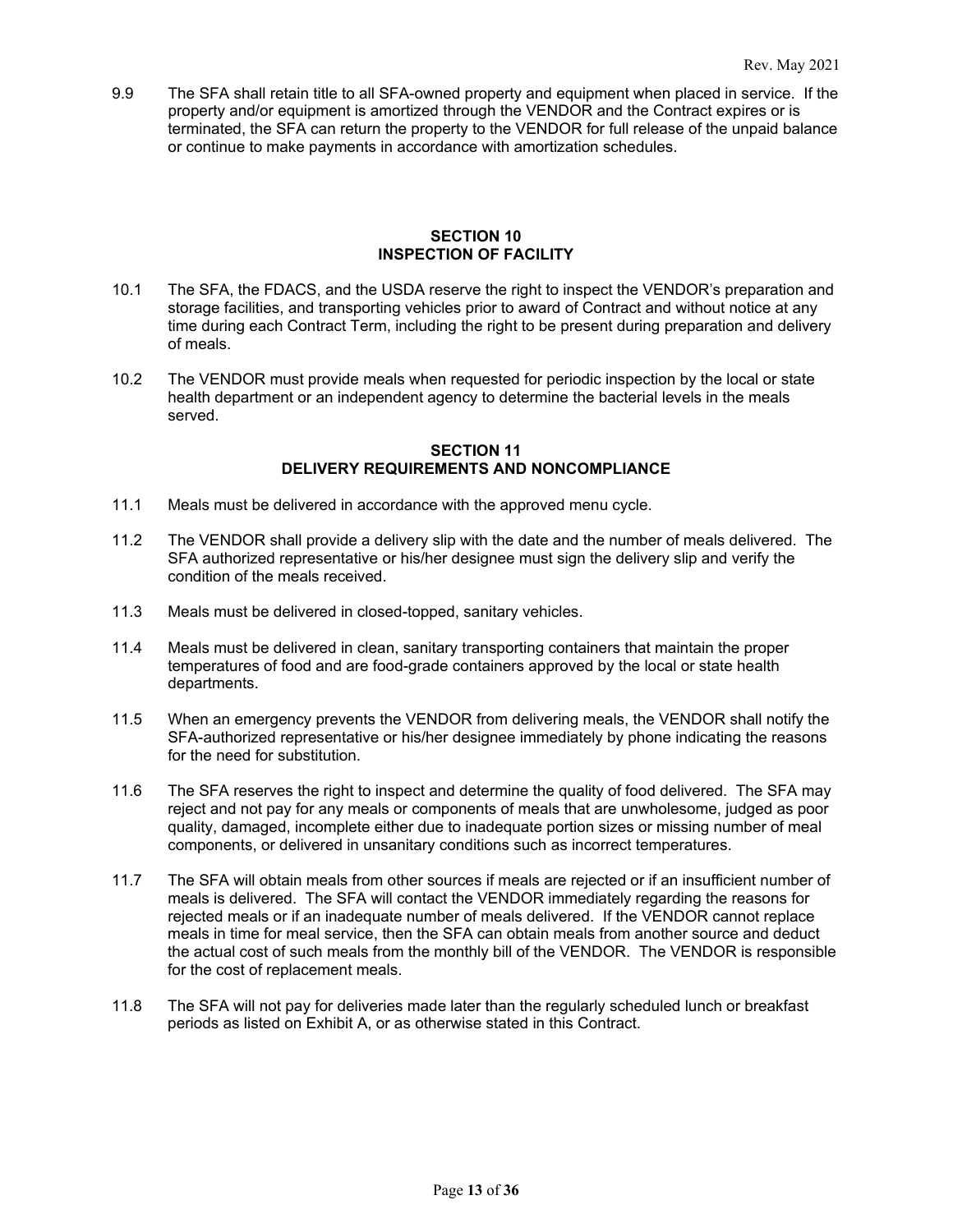9.9 The SFA shall retain title to all SFA-owned property and equipment when placed in service. If the property and/or equipment is amortized through the VENDOR and the Contract expires or is terminated, the SFA can return the property to the VENDOR for full release of the unpaid balance or continue to make payments in accordance with amortization schedules.

## SECTION 10
## INSPECTION OF FACILITY

10.1 The SFA, the FDACS, and the USDA reserve the right to inspect the VENDOR's preparation and storage facilities, and transporting vehicles prior to award of Contract and without notice at any time during each Contract Term, including the right to be present during preparation and delivery of meals.

10.2 The VENDOR must provide meals when requested for periodic inspection by the local or state health department or an independent agency to determine the bacterial levels in the meals served.

## SECTION 11
## DELIVERY REQUIREMENTS AND NONCOMPLIANCE

11.1 Meals must be delivered in accordance with the approved menu cycle.

11.2 The VENDOR shall provide a delivery slip with the date and the number of meals delivered. The SFA authorized representative or his/her designee must sign the delivery slip and verify the condition of the meals received.

11.3 Meals must be delivered in closed-topped, sanitary vehicles.

11.4 Meals must be delivered in clean, sanitary transporting containers that maintain the proper temperatures of food and are food-grade containers approved by the local or state health departments.

11.5 When an emergency prevents the VENDOR from delivering meals, the VENDOR shall notify the SFA-authorized representative or his/her designee immediately by phone indicating the reasons for the need for substitution.

11.6 The SFA reserves the right to inspect and determine the quality of food delivered. The SFA may reject and not pay for any meals or components of meals that are unwholesome, judged as poor quality, damaged, incomplete either due to inadequate portion sizes or missing number of meal components, or delivered in unsanitary conditions such as incorrect temperatures.

11.7 The SFA will obtain meals from other sources if meals are rejected or if an insufficient number of meals is delivered. The SFA will contact the VENDOR immediately regarding the reasons for rejected meals or if an inadequate number of meals delivered. If the VENDOR cannot replace meals in time for meal service, then the SFA can obtain meals from another source and deduct the actual cost of such meals from the monthly bill of the VENDOR. The VENDOR is responsible for the cost of replacement meals.

11.8 The SFA will not pay for deliveries made later than the regularly scheduled lunch or breakfast periods as listed on Exhibit A, or as otherwise stated in this Contract.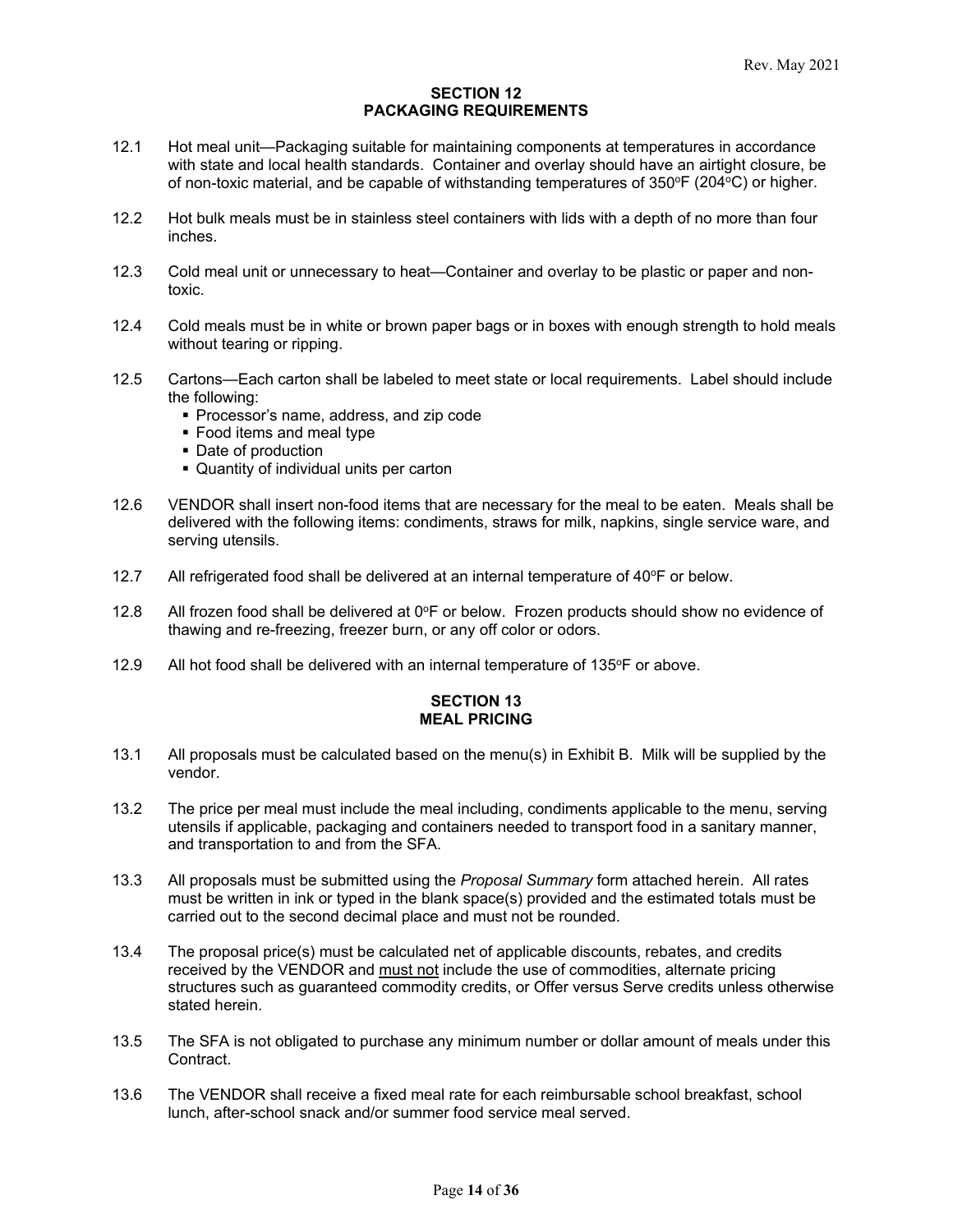## SECTION 12
## PACKAGING REQUIREMENTS

12.1 Hot meal unit—Packaging suitable for maintaining components at temperatures in accordance with state and local health standards. Container and overlay should have an airtight closure, be of non-toxic material, and be capable of withstanding temperatures of 350°F (204°C) or higher.

12.2 Hot bulk meals must be in stainless steel containers with lids with a depth of no more than four inches.

12.3 Cold meal unit or unnecessary to heat—Container and overlay to be plastic or paper and non-toxic.

12.4 Cold meals must be in white or brown paper bags or in boxes with enough strength to hold meals without tearing or ripping.

12.5 Cartons—Each carton shall be labeled to meet state or local requirements. Label should include the following:

- Processor's name, address, and zip code
- Food items and meal type
- Date of production
- Quantity of individual units per carton

12.6 VENDOR shall insert non-food items that are necessary for the meal to be eaten. Meals shall be delivered with the following items: condiments, straws for milk, napkins, single service ware, and serving utensils.

12.7 All refrigerated food shall be delivered at an internal temperature of 40°F or below.

12.8 All frozen food shall be delivered at 0°F or below. Frozen products should show no evidence of thawing and re-freezing, freezer burn, or any off color or odors.

12.9 All hot food shall be delivered with an internal temperature of 135°F or above.

## SECTION 13
## MEAL PRICING

13.1 All proposals must be calculated based on the menu(s) in Exhibit B. Milk will be supplied by the vendor.

13.2 The price per meal must include the meal including, condiments applicable to the menu, serving utensils if applicable, packaging and containers needed to transport food in a sanitary manner, and transportation to and from the SFA.

13.3 All proposals must be submitted using the *Proposal Summary* form attached herein. All rates must be written in ink or typed in the blank space(s) provided and the estimated totals must be carried out to the second decimal place and must not be rounded.

13.4 The proposal price(s) must be calculated net of applicable discounts, rebates, and credits received by the VENDOR and must not include the use of commodities, alternate pricing structures such as guaranteed commodity credits, or Offer versus Serve credits unless otherwise stated herein.

13.5 The SFA is not obligated to purchase any minimum number or dollar amount of meals under this Contract.

13.6 The VENDOR shall receive a fixed meal rate for each reimbursable school breakfast, school lunch, after-school snack and/or summer food service meal served.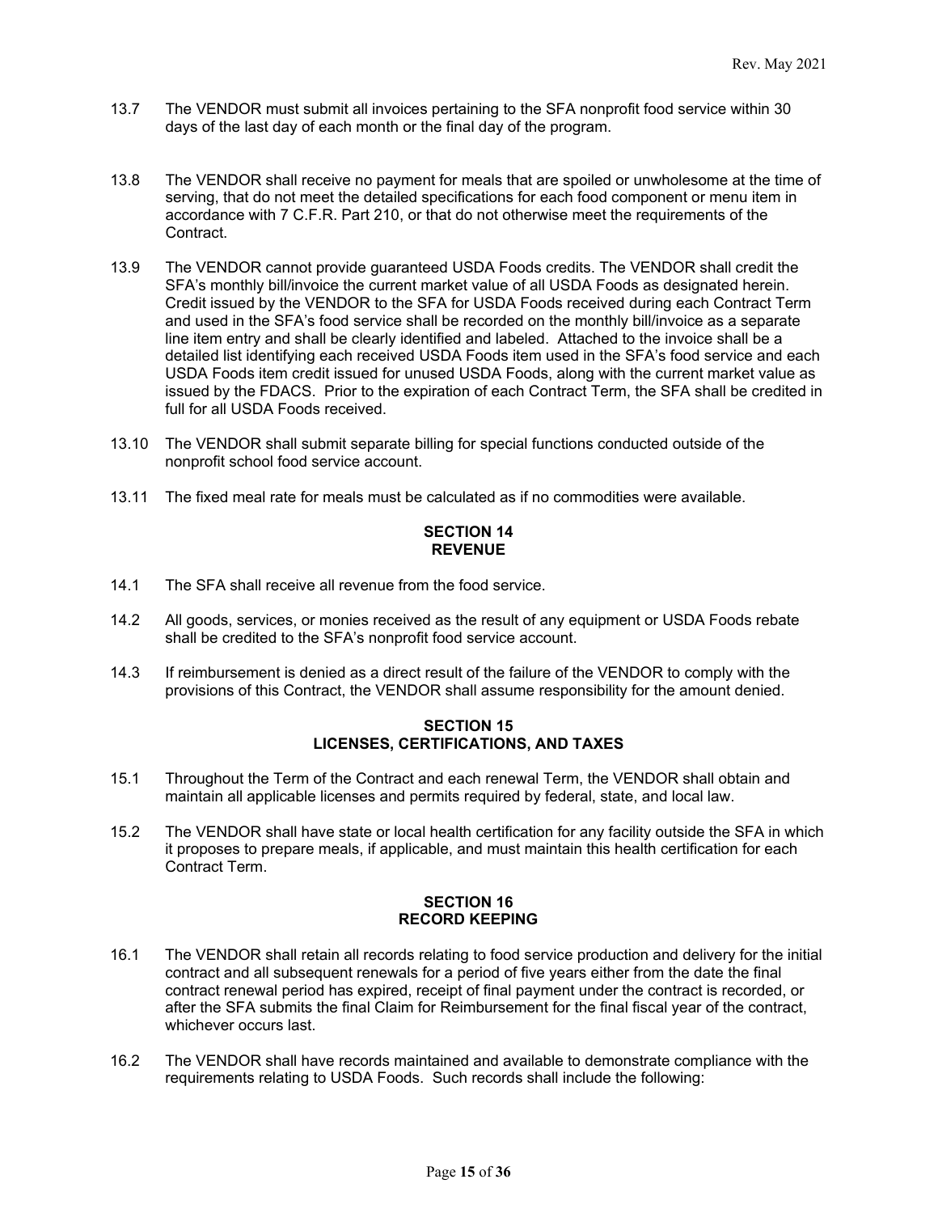13.7 The VENDOR must submit all invoices pertaining to the SFA nonprofit food service within 30 days of the last day of each month or the final day of the program.

13.8 The VENDOR shall receive no payment for meals that are spoiled or unwholesome at the time of serving, that do not meet the detailed specifications for each food component or menu item in accordance with 7 C.F.R. Part 210, or that do not otherwise meet the requirements of the Contract.

13.9 The VENDOR cannot provide guaranteed USDA Foods credits. The VENDOR shall credit the SFA's monthly bill/invoice the current market value of all USDA Foods as designated herein. Credit issued by the VENDOR to the SFA for USDA Foods received during each Contract Term and used in the SFA's food service shall be recorded on the monthly bill/invoice as a separate line item entry and shall be clearly identified and labeled. Attached to the invoice shall be a detailed list identifying each received USDA Foods item used in the SFA's food service and each USDA Foods item credit issued for unused USDA Foods, along with the current market value as issued by the FDACS. Prior to the expiration of each Contract Term, the SFA shall be credited in full for all USDA Foods received.

13.10 The VENDOR shall submit separate billing for special functions conducted outside of the nonprofit school food service account.

13.11 The fixed meal rate for meals must be calculated as if no commodities were available.

## SECTION 14
## REVENUE

14.1 The SFA shall receive all revenue from the food service.

14.2 All goods, services, or monies received as the result of any equipment or USDA Foods rebate shall be credited to the SFA's nonprofit food service account.

14.3 If reimbursement is denied as a direct result of the failure of the VENDOR to comply with the provisions of this Contract, the VENDOR shall assume responsibility for the amount denied.

## SECTION 15
## LICENSES, CERTIFICATIONS, AND TAXES

15.1 Throughout the Term of the Contract and each renewal Term, the VENDOR shall obtain and maintain all applicable licenses and permits required by federal, state, and local law.

15.2 The VENDOR shall have state or local health certification for any facility outside the SFA in which it proposes to prepare meals, if applicable, and must maintain this health certification for each Contract Term.

## SECTION 16
## RECORD KEEPING

16.1 The VENDOR shall retain all records relating to food service production and delivery for the initial contract and all subsequent renewals for a period of five years either from the date the final contract renewal period has expired, receipt of final payment under the contract is recorded, or after the SFA submits the final Claim for Reimbursement for the final fiscal year of the contract, whichever occurs last.

16.2 The VENDOR shall have records maintained and available to demonstrate compliance with the requirements relating to USDA Foods. Such records shall include the following: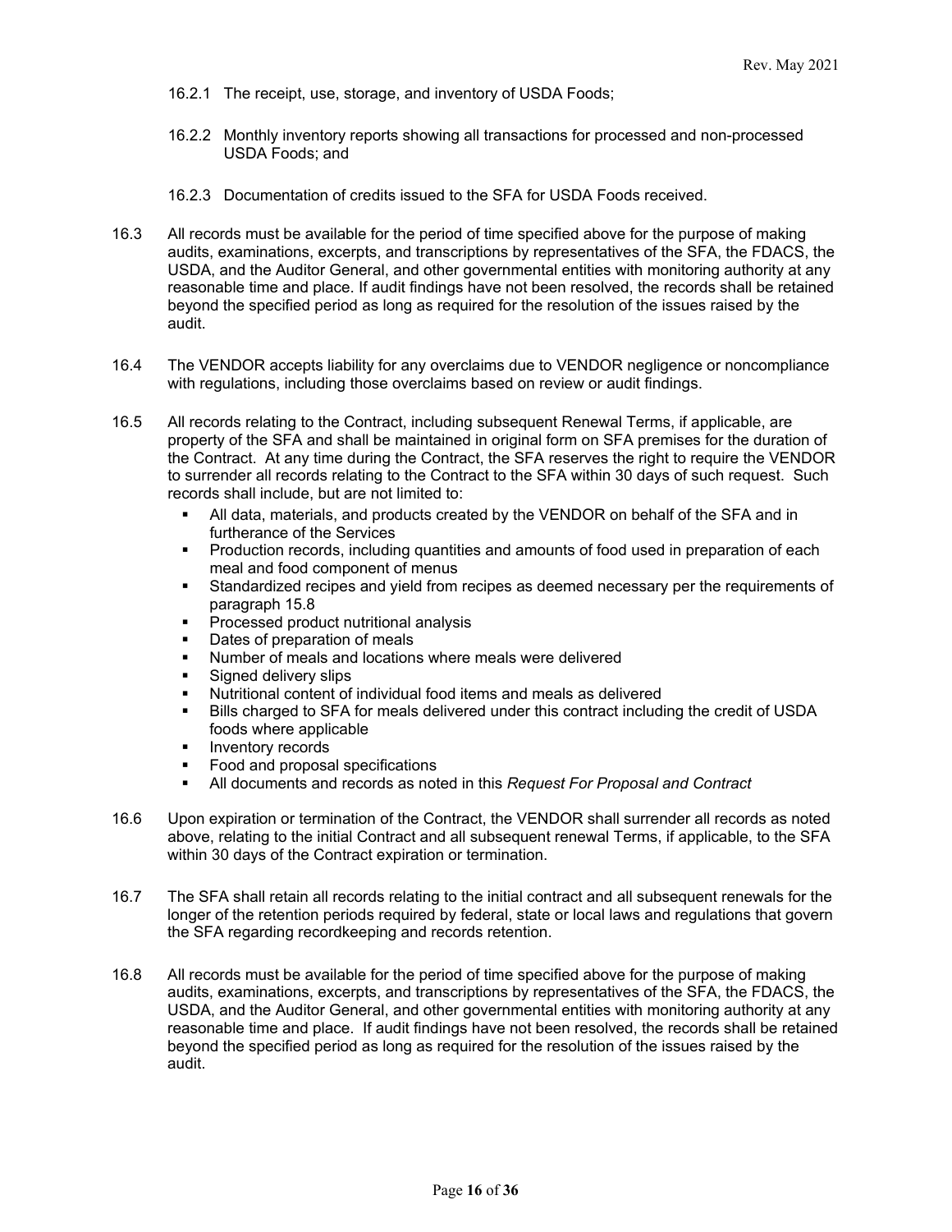16.2.1 The receipt, use, storage, and inventory of USDA Foods;

16.2.2 Monthly inventory reports showing all transactions for processed and non-processed USDA Foods; and

16.2.3 Documentation of credits issued to the SFA for USDA Foods received.

16.3 All records must be available for the period of time specified above for the purpose of making audits, examinations, excerpts, and transcriptions by representatives of the SFA, the FDACS, the USDA, and the Auditor General, and other governmental entities with monitoring authority at any reasonable time and place. If audit findings have not been resolved, the records shall be retained beyond the specified period as long as required for the resolution of the issues raised by the audit.

16.4 The VENDOR accepts liability for any overclaims due to VENDOR negligence or noncompliance with regulations, including those overclaims based on review or audit findings.

16.5 All records relating to the Contract, including subsequent Renewal Terms, if applicable, are property of the SFA and shall be maintained in original form on SFA premises for the duration of the Contract. At any time during the Contract, the SFA reserves the right to require the VENDOR to surrender all records relating to the Contract to the SFA within 30 days of such request. Such records shall include, but are not limited to:

- All data, materials, and products created by the VENDOR on behalf of the SFA and in furtherance of the Services
- Production records, including quantities and amounts of food used in preparation of each meal and food component of menus
- Standardized recipes and yield from recipes as deemed necessary per the requirements of paragraph 15.8
- Processed product nutritional analysis
- Dates of preparation of meals
- Number of meals and locations where meals were delivered
- Signed delivery slips
- Nutritional content of individual food items and meals as delivered
- Bills charged to SFA for meals delivered under this contract including the credit of USDA foods where applicable
- Inventory records
- Food and proposal specifications
- All documents and records as noted in this *Request For Proposal and Contract*

16.6 Upon expiration or termination of the Contract, the VENDOR shall surrender all records as noted above, relating to the initial Contract and all subsequent renewal Terms, if applicable, to the SFA within 30 days of the Contract expiration or termination.

16.7 The SFA shall retain all records relating to the initial contract and all subsequent renewals for the longer of the retention periods required by federal, state or local laws and regulations that govern the SFA regarding recordkeeping and records retention.

16.8 All records must be available for the period of time specified above for the purpose of making audits, examinations, excerpts, and transcriptions by representatives of the SFA, the FDACS, the USDA, and the Auditor General, and other governmental entities with monitoring authority at any reasonable time and place. If audit findings have not been resolved, the records shall be retained beyond the specified period as long as required for the resolution of the issues raised by the audit.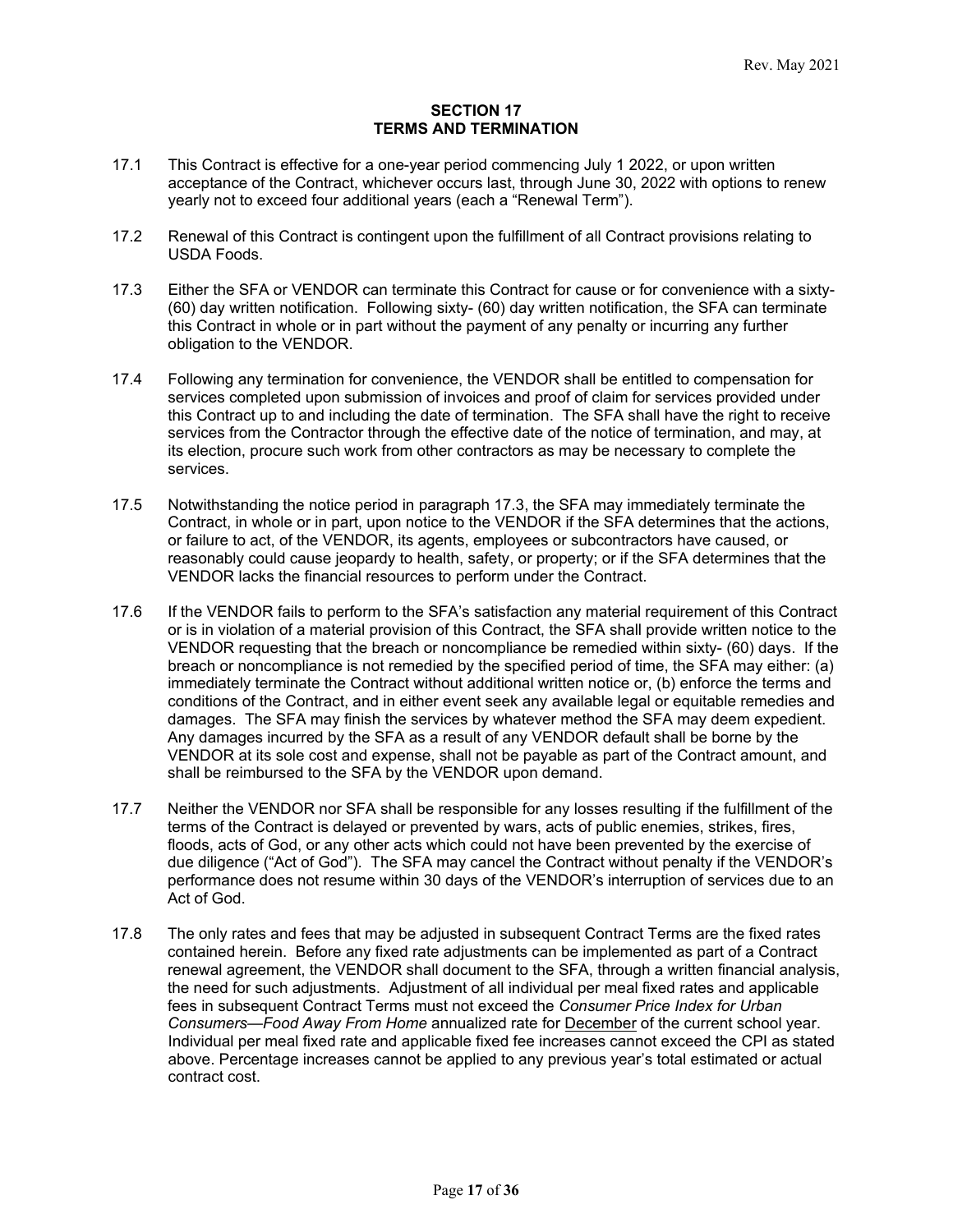## SECTION 17
## TERMS AND TERMINATION

17.1 This Contract is effective for a one-year period commencing July 1 2022, or upon written acceptance of the Contract, whichever occurs last, through June 30, 2022 with options to renew yearly not to exceed four additional years (each a "Renewal Term").

17.2 Renewal of this Contract is contingent upon the fulfillment of all Contract provisions relating to USDA Foods.

17.3 Either the SFA or VENDOR can terminate this Contract for cause or for convenience with a sixty- (60) day written notification. Following sixty- (60) day written notification, the SFA can terminate this Contract in whole or in part without the payment of any penalty or incurring any further obligation to the VENDOR.

17.4 Following any termination for convenience, the VENDOR shall be entitled to compensation for services completed upon submission of invoices and proof of claim for services provided under this Contract up to and including the date of termination. The SFA shall have the right to receive services from the Contractor through the effective date of the notice of termination, and may, at its election, procure such work from other contractors as may be necessary to complete the services.

17.5 Notwithstanding the notice period in paragraph 17.3, the SFA may immediately terminate the Contract, in whole or in part, upon notice to the VENDOR if the SFA determines that the actions, or failure to act, of the VENDOR, its agents, employees or subcontractors have caused, or reasonably could cause jeopardy to health, safety, or property; or if the SFA determines that the VENDOR lacks the financial resources to perform under the Contract.

17.6 If the VENDOR fails to perform to the SFA's satisfaction any material requirement of this Contract or is in violation of a material provision of this Contract, the SFA shall provide written notice to the VENDOR requesting that the breach or noncompliance be remedied within sixty- (60) days. If the breach or noncompliance is not remedied by the specified period of time, the SFA may either: (a) immediately terminate the Contract without additional written notice or, (b) enforce the terms and conditions of the Contract, and in either event seek any available legal or equitable remedies and damages. The SFA may finish the services by whatever method the SFA may deem expedient. Any damages incurred by the SFA as a result of any VENDOR default shall be borne by the VENDOR at its sole cost and expense, shall not be payable as part of the Contract amount, and shall be reimbursed to the SFA by the VENDOR upon demand.

17.7 Neither the VENDOR nor SFA shall be responsible for any losses resulting if the fulfillment of the terms of the Contract is delayed or prevented by wars, acts of public enemies, strikes, fires, floods, acts of God, or any other acts which could not have been prevented by the exercise of due diligence ("Act of God"). The SFA may cancel the Contract without penalty if the VENDOR's performance does not resume within 30 days of the VENDOR's interruption of services due to an Act of God.

17.8 The only rates and fees that may be adjusted in subsequent Contract Terms are the fixed rates contained herein. Before any fixed rate adjustments can be implemented as part of a Contract renewal agreement, the VENDOR shall document to the SFA, through a written financial analysis, the need for such adjustments. Adjustment of all individual per meal fixed rates and applicable fees in subsequent Contract Terms must not exceed the *Consumer Price Index for Urban Consumers—Food Away From Home* annualized rate for <u>December</u> of the current school year. Individual per meal fixed rate and applicable fixed fee increases cannot exceed the CPI as stated above. Percentage increases cannot be applied to any previous year's total estimated or actual contract cost.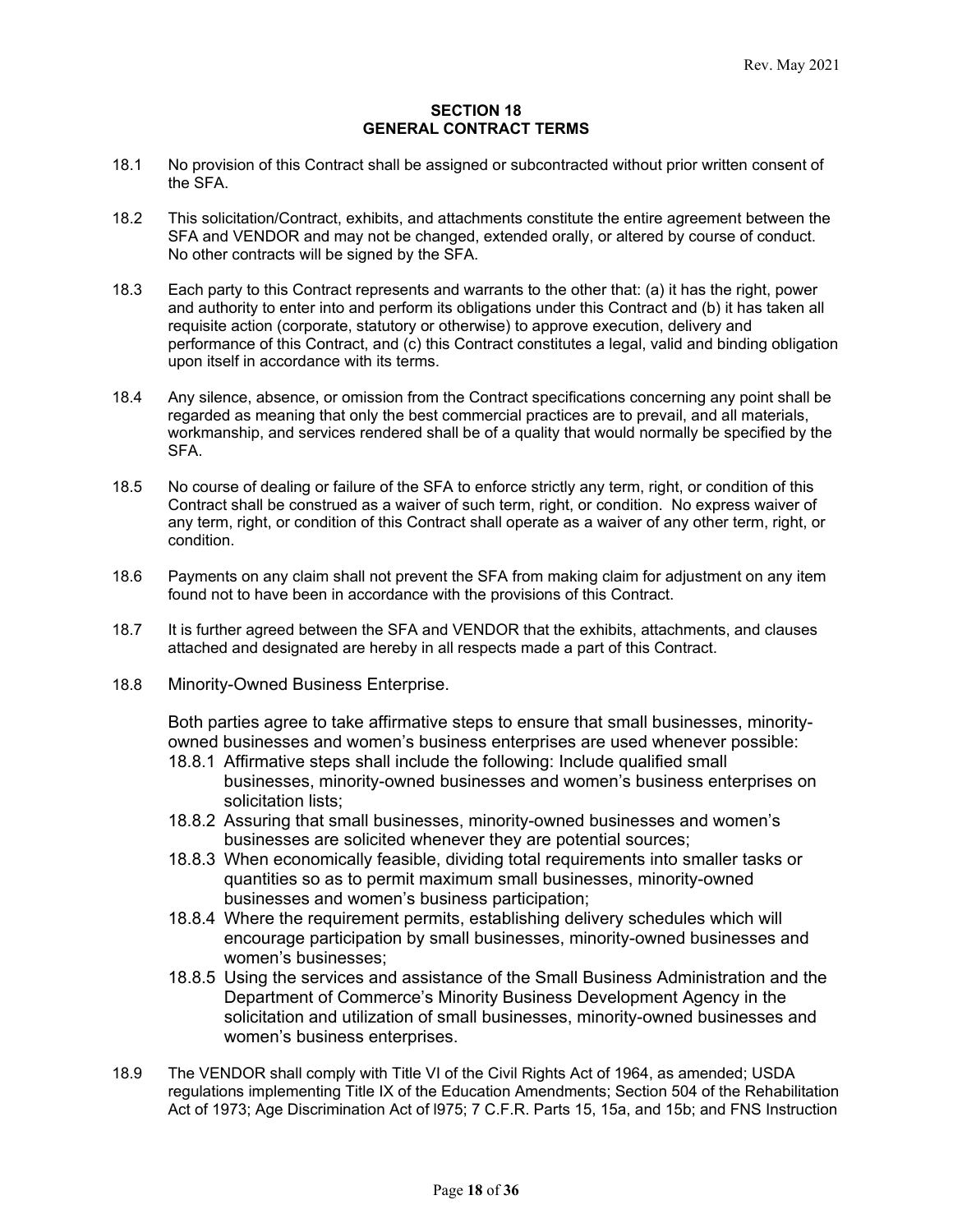## SECTION 18
## GENERAL CONTRACT TERMS

18.1 No provision of this Contract shall be assigned or subcontracted without prior written consent of the SFA.

18.2 This solicitation/Contract, exhibits, and attachments constitute the entire agreement between the SFA and VENDOR and may not be changed, extended orally, or altered by course of conduct. No other contracts will be signed by the SFA.

18.3 Each party to this Contract represents and warrants to the other that: (a) it has the right, power and authority to enter into and perform its obligations under this Contract and (b) it has taken all requisite action (corporate, statutory or otherwise) to approve execution, delivery and performance of this Contract, and (c) this Contract constitutes a legal, valid and binding obligation upon itself in accordance with its terms.

18.4 Any silence, absence, or omission from the Contract specifications concerning any point shall be regarded as meaning that only the best commercial practices are to prevail, and all materials, workmanship, and services rendered shall be of a quality that would normally be specified by the SFA.

18.5 No course of dealing or failure of the SFA to enforce strictly any term, right, or condition of this Contract shall be construed as a waiver of such term, right, or condition. No express waiver of any term, right, or condition of this Contract shall operate as a waiver of any other term, right, or condition.

18.6 Payments on any claim shall not prevent the SFA from making claim for adjustment on any item found not to have been in accordance with the provisions of this Contract.

18.7 It is further agreed between the SFA and VENDOR that the exhibits, attachments, and clauses attached and designated are hereby in all respects made a part of this Contract.

18.8 Minority-Owned Business Enterprise.

Both parties agree to take affirmative steps to ensure that small businesses, minority-owned businesses and women's business enterprises are used whenever possible:

- 18.8.1 Affirmative steps shall include the following: Include qualified small businesses, minority-owned businesses and women's business enterprises on solicitation lists;
- 18.8.2 Assuring that small businesses, minority-owned businesses and women's businesses are solicited whenever they are potential sources;
- 18.8.3 When economically feasible, dividing total requirements into smaller tasks or quantities so as to permit maximum small businesses, minority-owned businesses and women's business participation;
- 18.8.4 Where the requirement permits, establishing delivery schedules which will encourage participation by small businesses, minority-owned businesses and women's businesses;
- 18.8.5 Using the services and assistance of the Small Business Administration and the Department of Commerce's Minority Business Development Agency in the solicitation and utilization of small businesses, minority-owned businesses and women's business enterprises.

18.9 The VENDOR shall comply with Title VI of the Civil Rights Act of 1964, as amended; USDA regulations implementing Title IX of the Education Amendments; Section 504 of the Rehabilitation Act of 1973; Age Discrimination Act of l975; 7 C.F.R. Parts 15, 15a, and 15b; and FNS Instruction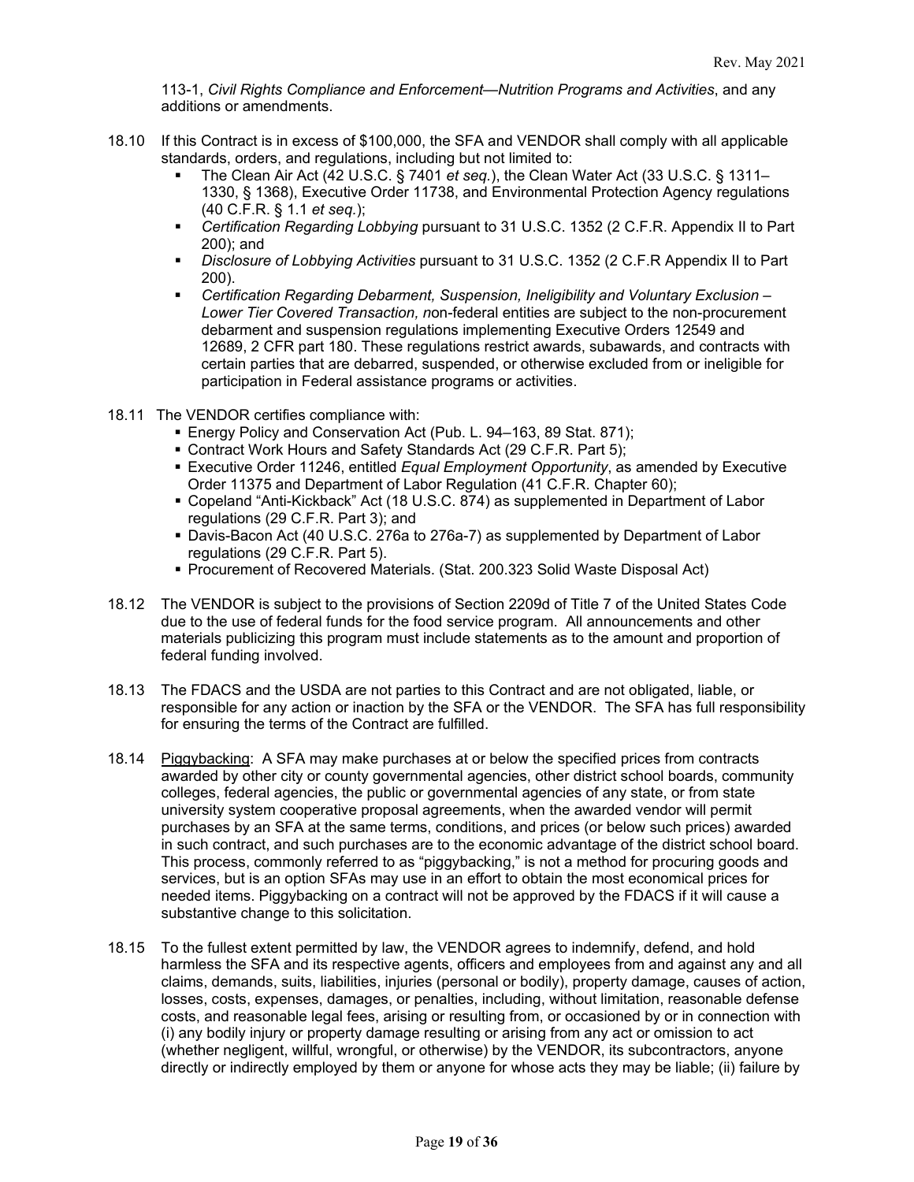113-1, *Civil Rights Compliance and Enforcement—Nutrition Programs and Activities*, and any additions or amendments.

18.10 If this Contract is in excess of $100,000, the SFA and VENDOR shall comply with all applicable standards, orders, and regulations, including but not limited to:

- The Clean Air Act (42 U.S.C. § 7401 *et seq.*), the Clean Water Act (33 U.S.C. § 1311–1330, § 1368), Executive Order 11738, and Environmental Protection Agency regulations (40 C.F.R. § 1.1 *et seq.*);
- *Certification Regarding Lobbying* pursuant to 31 U.S.C. 1352 (2 C.F.R. Appendix II to Part 200); and
- *Disclosure of Lobbying Activities* pursuant to 31 U.S.C. 1352 (2 C.F.R Appendix II to Part 200).
- *Certification Regarding Debarment, Suspension, Ineligibility and Voluntary Exclusion – Lower Tier Covered Transaction, n*on-federal entities are subject to the non-procurement debarment and suspension regulations implementing Executive Orders 12549 and 12689, 2 CFR part 180. These regulations restrict awards, subawards, and contracts with certain parties that are debarred, suspended, or otherwise excluded from or ineligible for participation in Federal assistance programs or activities.

18.11 The VENDOR certifies compliance with:

- Energy Policy and Conservation Act (Pub. L. 94–163, 89 Stat. 871);
- Contract Work Hours and Safety Standards Act (29 C.F.R. Part 5);
- Executive Order 11246, entitled *Equal Employment Opportunity*, as amended by Executive Order 11375 and Department of Labor Regulation (41 C.F.R. Chapter 60);
- Copeland "Anti-Kickback" Act (18 U.S.C. 874) as supplemented in Department of Labor regulations (29 C.F.R. Part 3); and
- Davis-Bacon Act (40 U.S.C. 276a to 276a-7) as supplemented by Department of Labor regulations (29 C.F.R. Part 5).
- Procurement of Recovered Materials. (Stat. 200.323 Solid Waste Disposal Act)

18.12 The VENDOR is subject to the provisions of Section 2209d of Title 7 of the United States Code due to the use of federal funds for the food service program. All announcements and other materials publicizing this program must include statements as to the amount and proportion of federal funding involved.

18.13 The FDACS and the USDA are not parties to this Contract and are not obligated, liable, or responsible for any action or inaction by the SFA or the VENDOR. The SFA has full responsibility for ensuring the terms of the Contract are fulfilled.

18.14 Piggybacking: A SFA may make purchases at or below the specified prices from contracts awarded by other city or county governmental agencies, other district school boards, community colleges, federal agencies, the public or governmental agencies of any state, or from state university system cooperative proposal agreements, when the awarded vendor will permit purchases by an SFA at the same terms, conditions, and prices (or below such prices) awarded in such contract, and such purchases are to the economic advantage of the district school board. This process, commonly referred to as "piggybacking," is not a method for procuring goods and services, but is an option SFAs may use in an effort to obtain the most economical prices for needed items. Piggybacking on a contract will not be approved by the FDACS if it will cause a substantive change to this solicitation.

18.15 To the fullest extent permitted by law, the VENDOR agrees to indemnify, defend, and hold harmless the SFA and its respective agents, officers and employees from and against any and all claims, demands, suits, liabilities, injuries (personal or bodily), property damage, causes of action, losses, costs, expenses, damages, or penalties, including, without limitation, reasonable defense costs, and reasonable legal fees, arising or resulting from, or occasioned by or in connection with (i) any bodily injury or property damage resulting or arising from any act or omission to act (whether negligent, willful, wrongful, or otherwise) by the VENDOR, its subcontractors, anyone directly or indirectly employed by them or anyone for whose acts they may be liable; (ii) failure by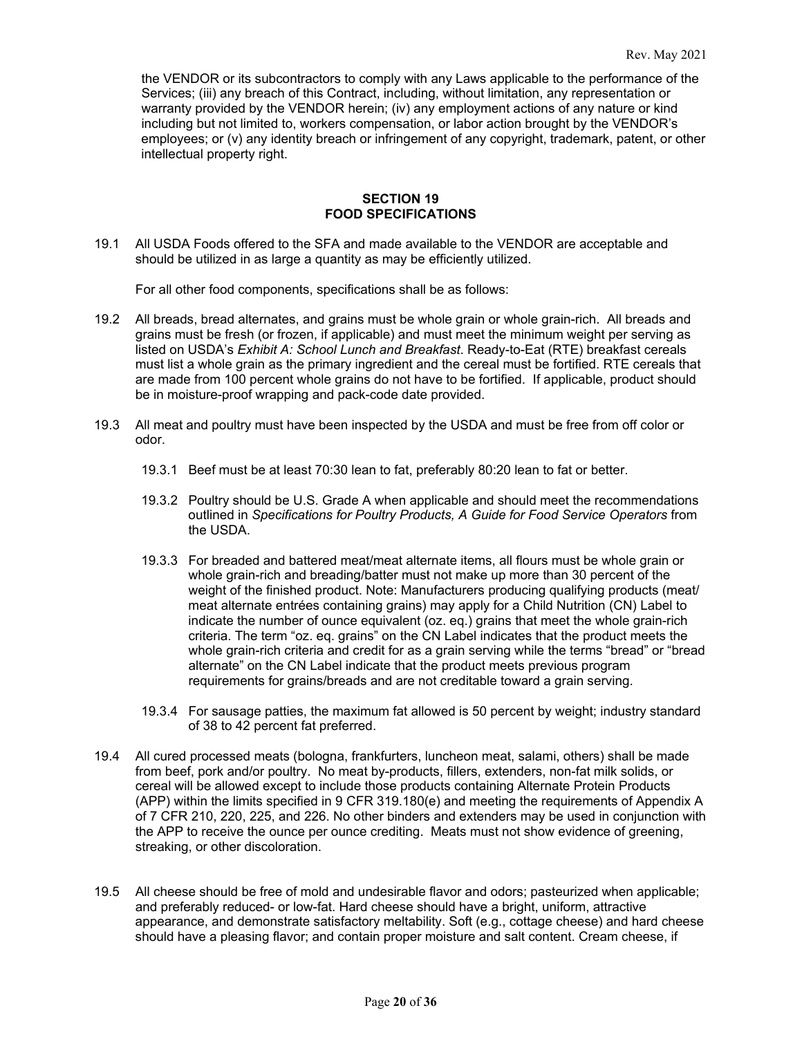the VENDOR or its subcontractors to comply with any Laws applicable to the performance of the Services; (iii) any breach of this Contract, including, without limitation, any representation or warranty provided by the VENDOR herein; (iv) any employment actions of any nature or kind including but not limited to, workers compensation, or labor action brought by the VENDOR's employees; or (v) any identity breach or infringement of any copyright, trademark, patent, or other intellectual property right.

## SECTION 19
## FOOD SPECIFICATIONS

19.1 All USDA Foods offered to the SFA and made available to the VENDOR are acceptable and should be utilized in as large a quantity as may be efficiently utilized.

For all other food components, specifications shall be as follows:

19.2 All breads, bread alternates, and grains must be whole grain or whole grain-rich. All breads and grains must be fresh (or frozen, if applicable) and must meet the minimum weight per serving as listed on USDA's *Exhibit A: School Lunch and Breakfast*. Ready-to-Eat (RTE) breakfast cereals must list a whole grain as the primary ingredient and the cereal must be fortified. RTE cereals that are made from 100 percent whole grains do not have to be fortified. If applicable, product should be in moisture-proof wrapping and pack-code date provided.

19.3 All meat and poultry must have been inspected by the USDA and must be free from off color or odor.

19.3.1 Beef must be at least 70:30 lean to fat, preferably 80:20 lean to fat or better.

19.3.2 Poultry should be U.S. Grade A when applicable and should meet the recommendations outlined in *Specifications for Poultry Products, A Guide for Food Service Operators* from the USDA.

19.3.3 For breaded and battered meat/meat alternate items, all flours must be whole grain or whole grain-rich and breading/batter must not make up more than 30 percent of the weight of the finished product. Note: Manufacturers producing qualifying products (meat/ meat alternate entrées containing grains) may apply for a Child Nutrition (CN) Label to indicate the number of ounce equivalent (oz. eq.) grains that meet the whole grain-rich criteria. The term "oz. eq. grains" on the CN Label indicates that the product meets the whole grain-rich criteria and credit for as a grain serving while the terms "bread" or "bread alternate" on the CN Label indicate that the product meets previous program requirements for grains/breads and are not creditable toward a grain serving.

19.3.4 For sausage patties, the maximum fat allowed is 50 percent by weight; industry standard of 38 to 42 percent fat preferred.

19.4 All cured processed meats (bologna, frankfurters, luncheon meat, salami, others) shall be made from beef, pork and/or poultry. No meat by-products, fillers, extenders, non-fat milk solids, or cereal will be allowed except to include those products containing Alternate Protein Products (APP) within the limits specified in 9 CFR 319.180(e) and meeting the requirements of Appendix A of 7 CFR 210, 220, 225, and 226. No other binders and extenders may be used in conjunction with the APP to receive the ounce per ounce crediting. Meats must not show evidence of greening, streaking, or other discoloration.

19.5 All cheese should be free of mold and undesirable flavor and odors; pasteurized when applicable; and preferably reduced- or low-fat. Hard cheese should have a bright, uniform, attractive appearance, and demonstrate satisfactory meltability. Soft (e.g., cottage cheese) and hard cheese should have a pleasing flavor; and contain proper moisture and salt content. Cream cheese, if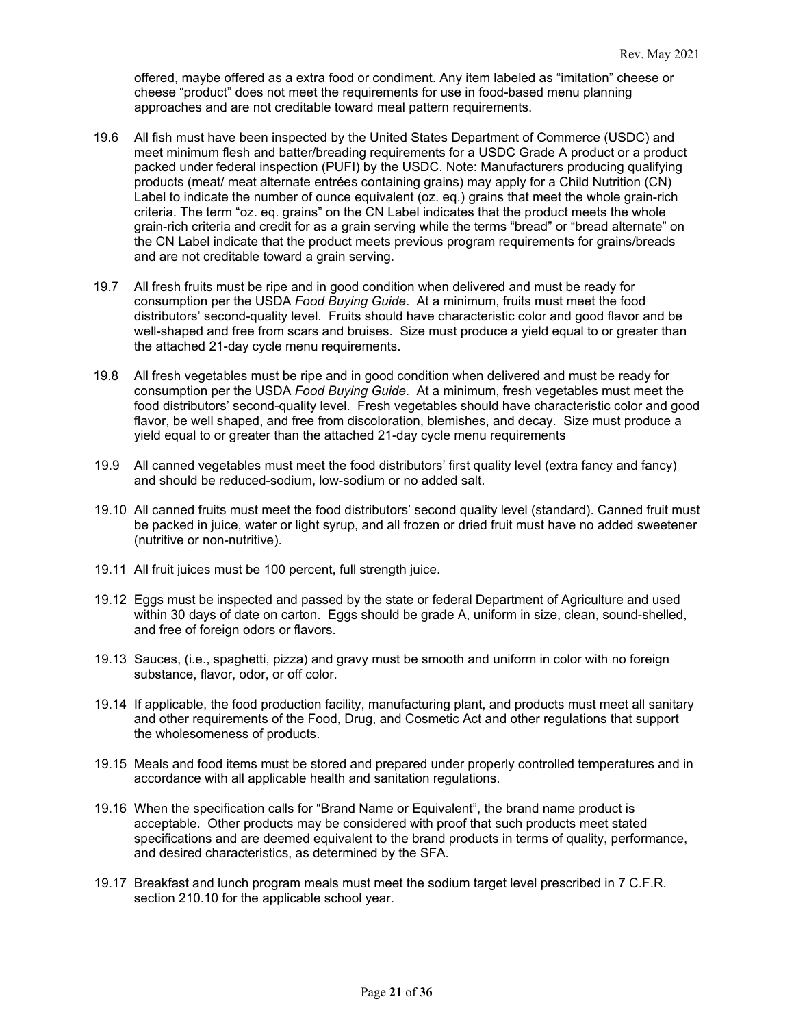offered, maybe offered as a extra food or condiment. Any item labeled as "imitation" cheese or cheese "product" does not meet the requirements for use in food-based menu planning approaches and are not creditable toward meal pattern requirements.

19.6 All fish must have been inspected by the United States Department of Commerce (USDC) and meet minimum flesh and batter/breading requirements for a USDC Grade A product or a product packed under federal inspection (PUFI) by the USDC. Note: Manufacturers producing qualifying products (meat/ meat alternate entrées containing grains) may apply for a Child Nutrition (CN) Label to indicate the number of ounce equivalent (oz. eq.) grains that meet the whole grain-rich criteria. The term "oz. eq. grains" on the CN Label indicates that the product meets the whole grain-rich criteria and credit for as a grain serving while the terms "bread" or "bread alternate" on the CN Label indicate that the product meets previous program requirements for grains/breads and are not creditable toward a grain serving.

19.7 All fresh fruits must be ripe and in good condition when delivered and must be ready for consumption per the USDA *Food Buying Guide*. At a minimum, fruits must meet the food distributors' second-quality level. Fruits should have characteristic color and good flavor and be well-shaped and free from scars and bruises. Size must produce a yield equal to or greater than the attached 21-day cycle menu requirements.

19.8 All fresh vegetables must be ripe and in good condition when delivered and must be ready for consumption per the USDA *Food Buying Guide*. At a minimum, fresh vegetables must meet the food distributors' second-quality level. Fresh vegetables should have characteristic color and good flavor, be well shaped, and free from discoloration, blemishes, and decay. Size must produce a yield equal to or greater than the attached 21-day cycle menu requirements

19.9 All canned vegetables must meet the food distributors' first quality level (extra fancy and fancy) and should be reduced-sodium, low-sodium or no added salt.

19.10 All canned fruits must meet the food distributors' second quality level (standard). Canned fruit must be packed in juice, water or light syrup, and all frozen or dried fruit must have no added sweetener (nutritive or non-nutritive).

19.11 All fruit juices must be 100 percent, full strength juice.

19.12 Eggs must be inspected and passed by the state or federal Department of Agriculture and used within 30 days of date on carton. Eggs should be grade A, uniform in size, clean, sound-shelled, and free of foreign odors or flavors.

19.13 Sauces, (i.e., spaghetti, pizza) and gravy must be smooth and uniform in color with no foreign substance, flavor, odor, or off color.

19.14 If applicable, the food production facility, manufacturing plant, and products must meet all sanitary and other requirements of the Food, Drug, and Cosmetic Act and other regulations that support the wholesomeness of products.

19.15 Meals and food items must be stored and prepared under properly controlled temperatures and in accordance with all applicable health and sanitation regulations.

19.16 When the specification calls for "Brand Name or Equivalent", the brand name product is acceptable. Other products may be considered with proof that such products meet stated specifications and are deemed equivalent to the brand products in terms of quality, performance, and desired characteristics, as determined by the SFA.

19.17 Breakfast and lunch program meals must meet the sodium target level prescribed in 7 C.F.R. section 210.10 for the applicable school year.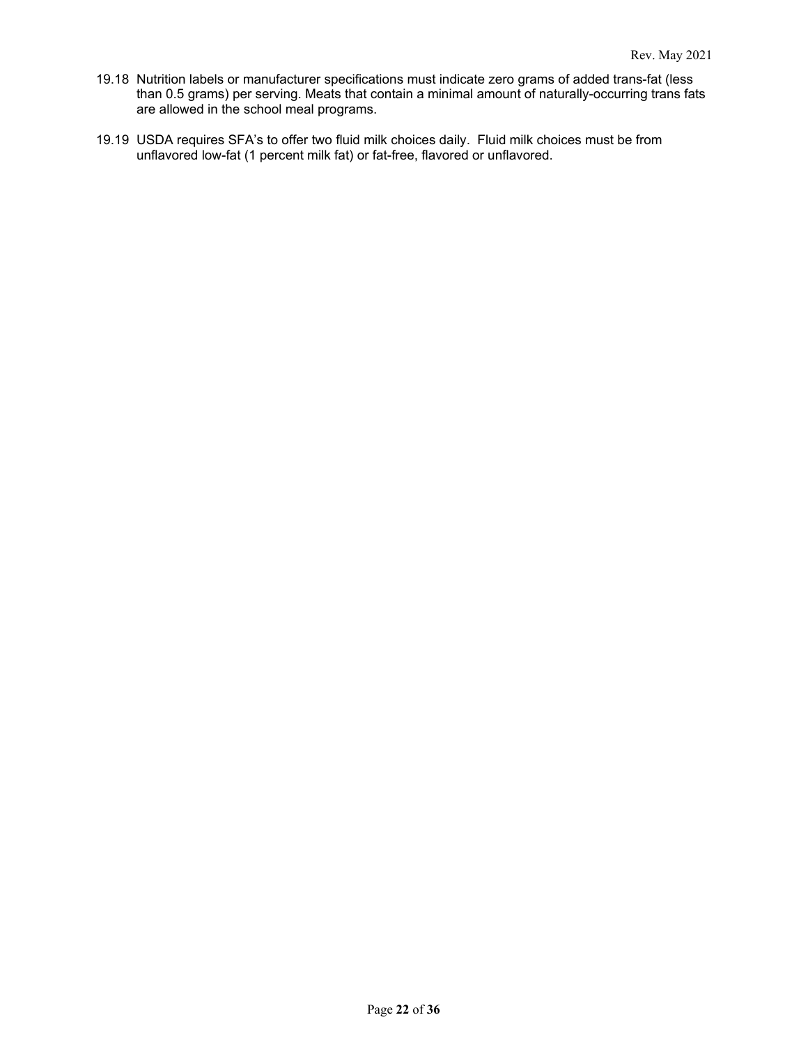19.18 Nutrition labels or manufacturer specifications must indicate zero grams of added trans-fat (less than 0.5 grams) per serving. Meats that contain a minimal amount of naturally-occurring trans fats are allowed in the school meal programs.

19.19 USDA requires SFA's to offer two fluid milk choices daily. Fluid milk choices must be from unflavored low-fat (1 percent milk fat) or fat-free, flavored or unflavored.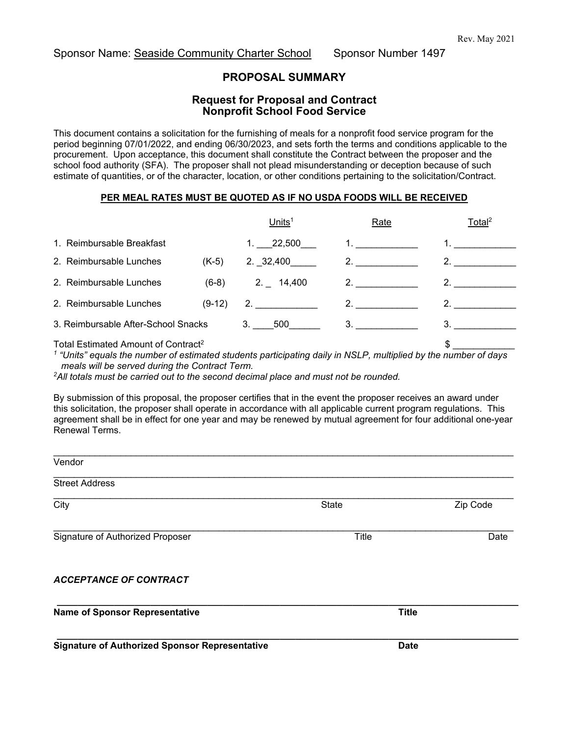Rev. May 2021

Sponsor Name: Seaside Community Charter School Sponsor Number 1497

## PROPOSAL SUMMARY

### Request for Proposal and Contract
### Nonprofit School Food Service

This document contains a solicitation for the furnishing of meals for a nonprofit food service program for the period beginning 07/01/2022, and ending 06/30/2023, and sets forth the terms and conditions applicable to the procurement. Upon acceptance, this document shall constitute the Contract between the proposer and the school food authority (SFA). The proposer shall not plead misunderstanding or deception because of such estimate of quantities, or of the character, location, or other conditions pertaining to the solicitation/Contract.

**PER MEAL RATES MUST BE QUOTED AS IF NO USDA FOODS WILL BE RECEIVED**

| | | Units[1] | Rate | Total[2] |
|---|---|---|---|---|
| 1. Reimbursable Breakfast | | 1. 22,500 | 1. ____________ | 1. ____________ |
| 2. Reimbursable Lunches | (K-5) | 2. 32,400 | 2. ____________ | 2. ____________ |
| 2. Reimbursable Lunches | (6-8) | 2. 14,400 | 2. ____________ | 2. ____________ |
| 2. Reimbursable Lunches | (9-12) | 2. ____________ | 2. ____________ | 2. ____________ |
| 3. Reimbursable After-School Snacks | | 3. 500 | 3. ____________ | 3. ____________ |

Total Estimated Amount of Contract[2] $ ____________

*[1] "Units" equals the number of estimated students participating daily in NSLP, multiplied by the number of days meals will be served during the Contract Term.*

*[2] All totals must be carried out to the second decimal place and must not be rounded.*

By submission of this proposal, the proposer certifies that in the event the proposer receives an award under this solicitation, the proposer shall operate in accordance with all applicable current program regulations. This agreement shall be in effect for one year and may be renewed by mutual agreement for four additional one-year Renewal Terms.

______________________________________________________________________
Vendor

______________________________________________________________________
Street Address

______________________________________________________________________
City State Zip Code

______________________________________________________________________
Signature of Authorized Proposer Title Date

***ACCEPTANCE OF CONTRACT***

______________________________________________________________________
**Name of Sponsor Representative** **Title**

______________________________________________________________________
**Signature of Authorized Sponsor Representative** **Date**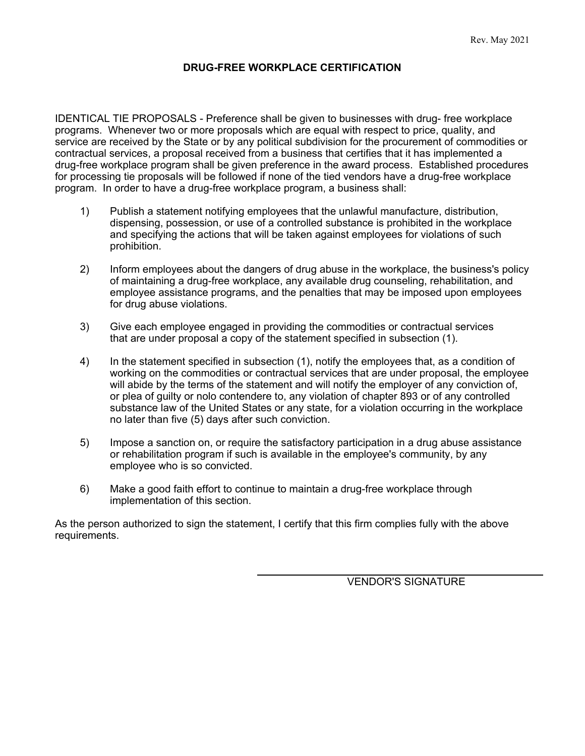Rev. May 2021

# DRUG-FREE WORKPLACE CERTIFICATION

IDENTICAL TIE PROPOSALS - Preference shall be given to businesses with drug- free workplace programs. Whenever two or more proposals which are equal with respect to price, quality, and service are received by the State or by any political subdivision for the procurement of commodities or contractual services, a proposal received from a business that certifies that it has implemented a drug-free workplace program shall be given preference in the award process. Established procedures for processing tie proposals will be followed if none of the tied vendors have a drug-free workplace program. In order to have a drug-free workplace program, a business shall:

1) Publish a statement notifying employees that the unlawful manufacture, distribution, dispensing, possession, or use of a controlled substance is prohibited in the workplace and specifying the actions that will be taken against employees for violations of such prohibition.

2) Inform employees about the dangers of drug abuse in the workplace, the business's policy of maintaining a drug-free workplace, any available drug counseling, rehabilitation, and employee assistance programs, and the penalties that may be imposed upon employees for drug abuse violations.

3) Give each employee engaged in providing the commodities or contractual services that are under proposal a copy of the statement specified in subsection (1).

4) In the statement specified in subsection (1), notify the employees that, as a condition of working on the commodities or contractual services that are under proposal, the employee will abide by the terms of the statement and will notify the employer of any conviction of, or plea of guilty or nolo contendere to, any violation of chapter 893 or of any controlled substance law of the United States or any state, for a violation occurring in the workplace no later than five (5) days after such conviction.

5) Impose a sanction on, or require the satisfactory participation in a drug abuse assistance or rehabilitation program if such is available in the employee's community, by any employee who is so convicted.

6) Make a good faith effort to continue to maintain a drug-free workplace through implementation of this section.

As the person authorized to sign the statement, I certify that this firm complies fully with the above requirements.

\_\_\_\_\_\_\_\_\_\_\_\_\_\_\_\_\_\_\_\_\_\_\_\_\_\_\_\_\_\_\_\_\_\_\_\_\_\_\_\_

VENDOR'S SIGNATURE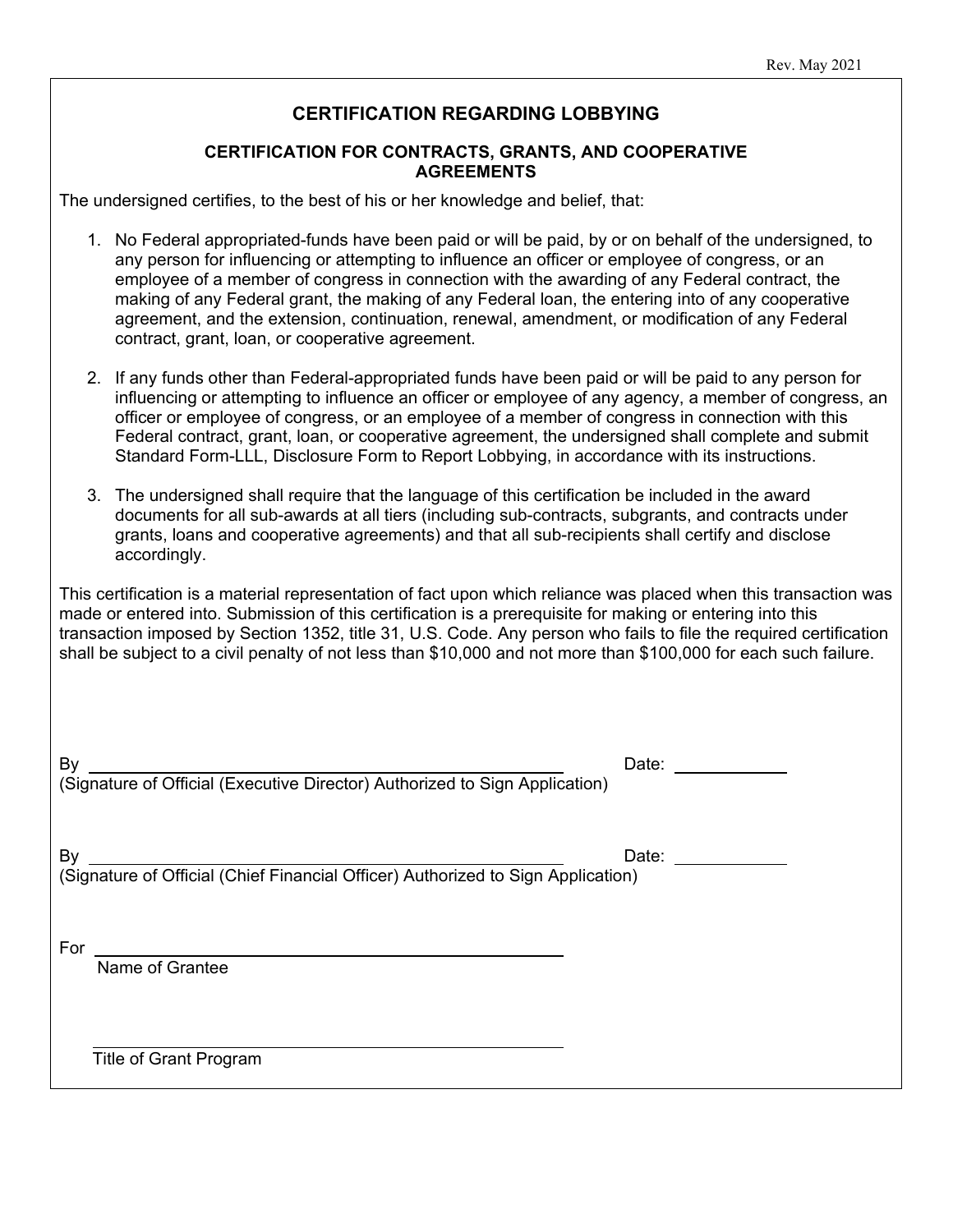Rev. May 2021

# CERTIFICATION REGARDING LOBBYING

## CERTIFICATION FOR CONTRACTS, GRANTS, AND COOPERATIVE AGREEMENTS

The undersigned certifies, to the best of his or her knowledge and belief, that:

1. No Federal appropriated-funds have been paid or will be paid, by or on behalf of the undersigned, to any person for influencing or attempting to influence an officer or employee of congress, or an employee of a member of congress in connection with the awarding of any Federal contract, the making of any Federal grant, the making of any Federal loan, the entering into of any cooperative agreement, and the extension, continuation, renewal, amendment, or modification of any Federal contract, grant, loan, or cooperative agreement.

2. If any funds other than Federal-appropriated funds have been paid or will be paid to any person for influencing or attempting to influence an officer or employee of any agency, a member of congress, an officer or employee of congress, or an employee of a member of congress in connection with this Federal contract, grant, loan, or cooperative agreement, the undersigned shall complete and submit Standard Form-LLL, Disclosure Form to Report Lobbying, in accordance with its instructions.

3. The undersigned shall require that the language of this certification be included in the award documents for all sub-awards at all tiers (including sub-contracts, subgrants, and contracts under grants, loans and cooperative agreements) and that all sub-recipients shall certify and disclose accordingly.

This certification is a material representation of fact upon which reliance was placed when this transaction was made or entered into. Submission of this certification is a prerequisite for making or entering into this transaction imposed by Section 1352, title 31, U.S. Code. Any person who fails to file the required certification shall be subject to a civil penalty of not less than $10,000 and not more than $100,000 for each such failure.

By \_\_\_\_\_\_\_\_\_\_\_\_\_\_\_\_\_\_\_\_\_\_\_\_\_\_\_\_\_\_\_\_\_\_\_\_\_\_\_\_ Date: \_\_\_\_\_\_\_\_\_\_
(Signature of Official (Executive Director) Authorized to Sign Application)

By \_\_\_\_\_\_\_\_\_\_\_\_\_\_\_\_\_\_\_\_\_\_\_\_\_\_\_\_\_\_\_\_\_\_\_\_\_\_\_\_ Date: \_\_\_\_\_\_\_\_\_\_
(Signature of Official (Chief Financial Officer) Authorized to Sign Application)

For \_\_\_\_\_\_\_\_\_\_\_\_\_\_\_\_\_\_\_\_\_\_\_\_\_\_\_\_\_\_\_\_\_\_\_\_\_\_\_\_
Name of Grantee

\_\_\_\_\_\_\_\_\_\_\_\_\_\_\_\_\_\_\_\_\_\_\_\_\_\_\_\_\_\_\_\_\_\_\_\_\_\_\_\_
Title of Grant Program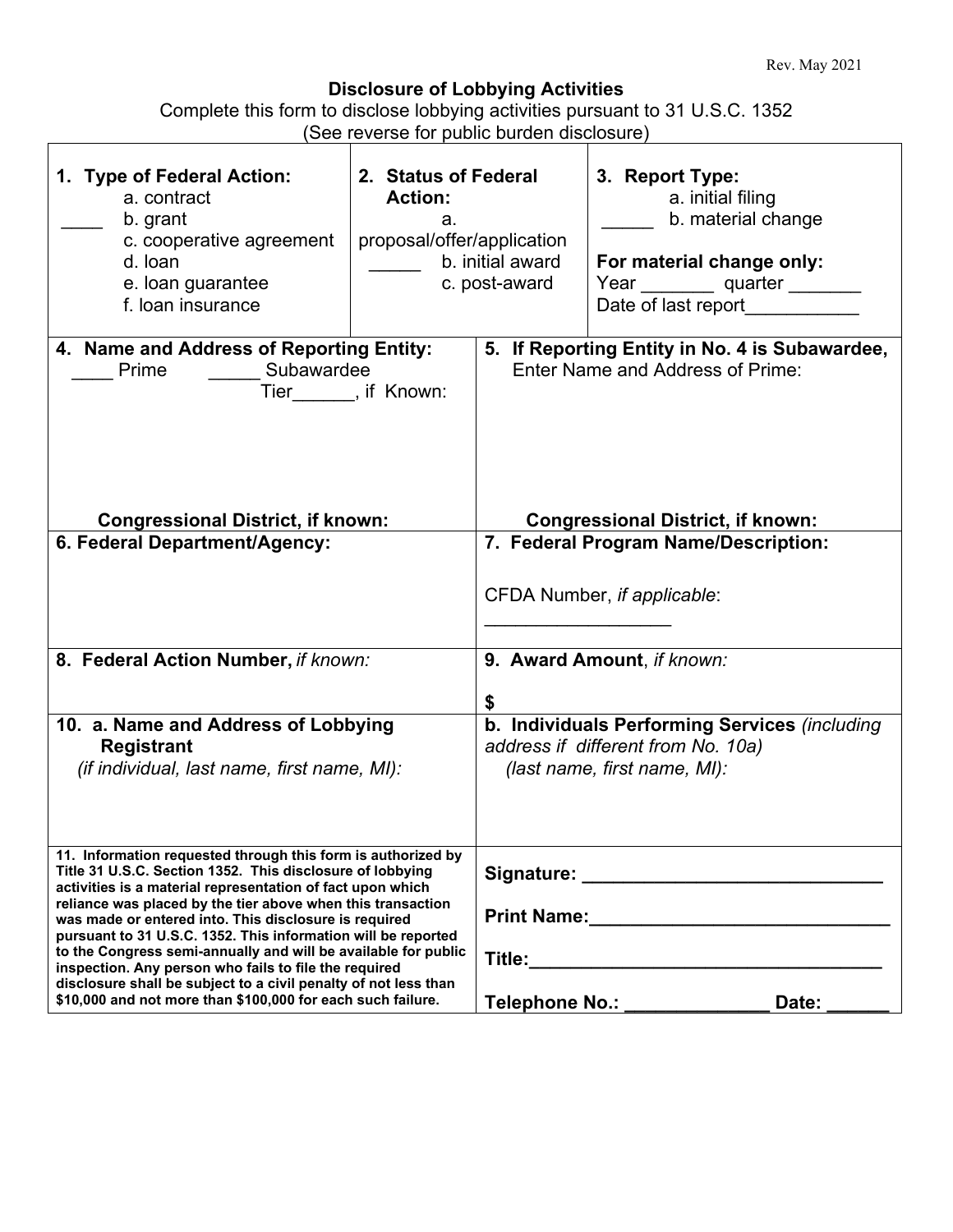Rev. May 2021

# Disclosure of Lobbying Activities

Complete this form to disclose lobbying activities pursuant to 31 U.S.C. 1352
(See reverse for public burden disclosure)

| **1. Type of Federal Action:** | **2. Status of Federal Action:** | **3. Report Type:** |
|---|---|---|
| a. contract<br>____ b. grant<br>c. cooperative agreement<br>d. loan<br>e. loan guarantee<br>f. loan insurance | a. proposal/offer/application<br>_____ b. initial award<br>c. post-award | a. initial filing<br>_____ b. material change<br><br>**For material change only:**<br>Year _______ quarter _______<br>Date of last report___________ |

| **4. Name and Address of Reporting Entity:** | **5. If Reporting Entity in No. 4 is Subawardee, Enter Name and Address of Prime:** |
|---|---|
| ____ Prime _____ Subawardee<br>Tier______, if Known:<br><br>**Congressional District, if known:** | <br><br><br>**Congressional District, if known:** |
| **6. Federal Department/Agency:** | **7. Federal Program Name/Description:**<br><br>CFDA Number, *if applicable*: _________________ |
| **8. Federal Action Number,** *if known:* | **9. Award Amount**, *if known:*<br><br>**$** |
| **10. a. Name and Address of Lobbying Registrant**<br>*(if individual, last name, first name, MI):* | **b. Individuals Performing Services** *(including address if different from No. 10a)*<br>*(last name, first name, MI):* |
| **11. Information requested through this form is authorized by Title 31 U.S.C. Section 1352. This disclosure of lobbying activities is a material representation of fact upon which reliance was placed by the tier above when this transaction was made or entered into. This disclosure is required pursuant to 31 U.S.C. 1352. This information will be reported to the Congress semi-annually and will be available for public inspection. Any person who fails to file the required disclosure shall be subject to a civil penalty of not less than $10,000 and not more than $100,000 for each such failure.** | **Signature:** ____________________________<br><br>**Print Name:**____________________________<br><br>**Title:**__________________________________<br><br>**Telephone No.:** ______________ **Date:** ______ |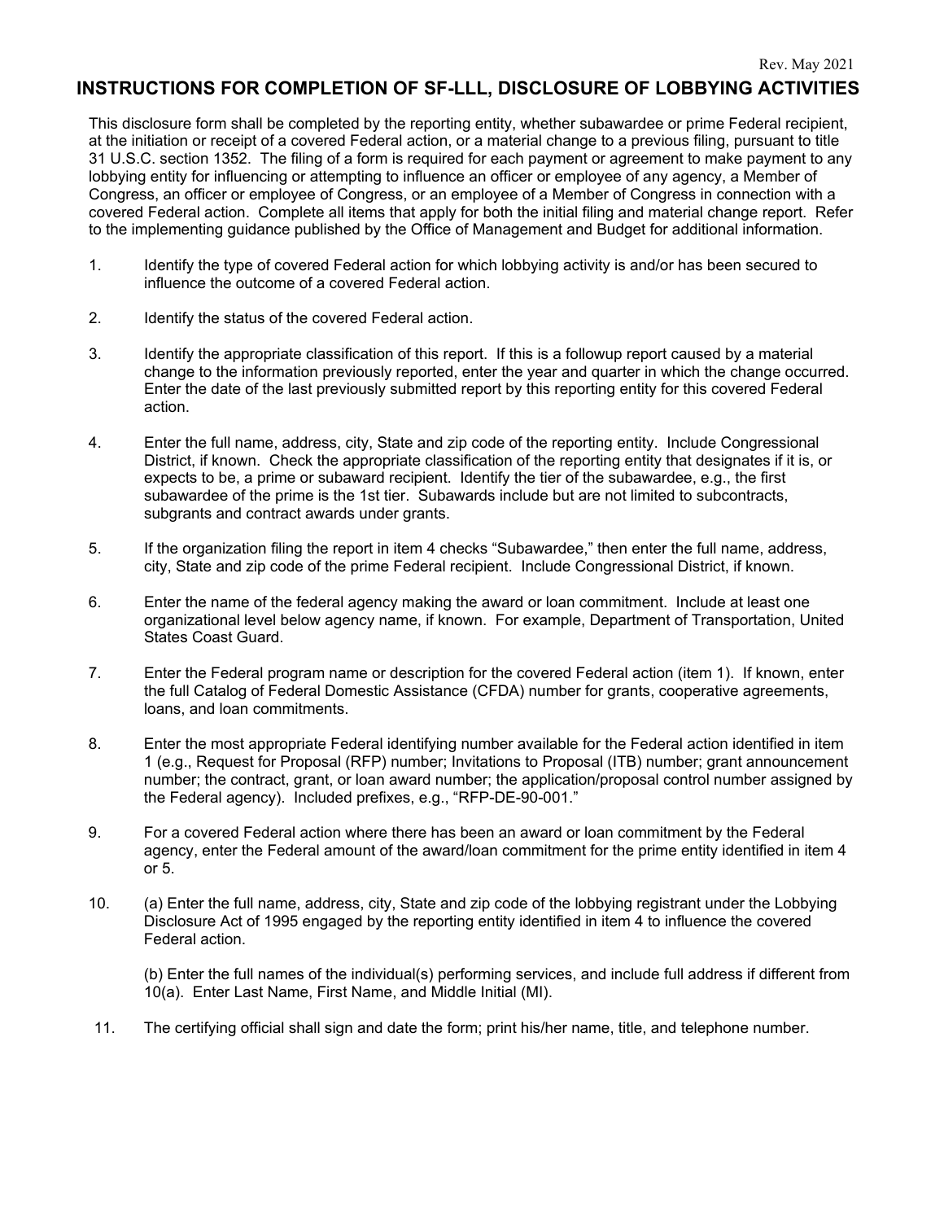Rev. May 2021

# INSTRUCTIONS FOR COMPLETION OF SF-LLL, DISCLOSURE OF LOBBYING ACTIVITIES

This disclosure form shall be completed by the reporting entity, whether subawardee or prime Federal recipient, at the initiation or receipt of a covered Federal action, or a material change to a previous filing, pursuant to title 31 U.S.C. section 1352. The filing of a form is required for each payment or agreement to make payment to any lobbying entity for influencing or attempting to influence an officer or employee of any agency, a Member of Congress, an officer or employee of Congress, or an employee of a Member of Congress in connection with a covered Federal action. Complete all items that apply for both the initial filing and material change report. Refer to the implementing guidance published by the Office of Management and Budget for additional information.

1. Identify the type of covered Federal action for which lobbying activity is and/or has been secured to influence the outcome of a covered Federal action.

2. Identify the status of the covered Federal action.

3. Identify the appropriate classification of this report. If this is a followup report caused by a material change to the information previously reported, enter the year and quarter in which the change occurred. Enter the date of the last previously submitted report by this reporting entity for this covered Federal action.

4. Enter the full name, address, city, State and zip code of the reporting entity. Include Congressional District, if known. Check the appropriate classification of the reporting entity that designates if it is, or expects to be, a prime or subaward recipient. Identify the tier of the subawardee, e.g., the first subawardee of the prime is the 1st tier. Subawards include but are not limited to subcontracts, subgrants and contract awards under grants.

5. If the organization filing the report in item 4 checks "Subawardee," then enter the full name, address, city, State and zip code of the prime Federal recipient. Include Congressional District, if known.

6. Enter the name of the federal agency making the award or loan commitment. Include at least one organizational level below agency name, if known. For example, Department of Transportation, United States Coast Guard.

7. Enter the Federal program name or description for the covered Federal action (item 1). If known, enter the full Catalog of Federal Domestic Assistance (CFDA) number for grants, cooperative agreements, loans, and loan commitments.

8. Enter the most appropriate Federal identifying number available for the Federal action identified in item 1 (e.g., Request for Proposal (RFP) number; Invitations to Proposal (ITB) number; grant announcement number; the contract, grant, or loan award number; the application/proposal control number assigned by the Federal agency). Included prefixes, e.g., "RFP-DE-90-001."

9. For a covered Federal action where there has been an award or loan commitment by the Federal agency, enter the Federal amount of the award/loan commitment for the prime entity identified in item 4 or 5.

10. (a) Enter the full name, address, city, State and zip code of the lobbying registrant under the Lobbying Disclosure Act of 1995 engaged by the reporting entity identified in item 4 to influence the covered Federal action.

    (b) Enter the full names of the individual(s) performing services, and include full address if different from 10(a). Enter Last Name, First Name, and Middle Initial (MI).

11. The certifying official shall sign and date the form; print his/her name, title, and telephone number.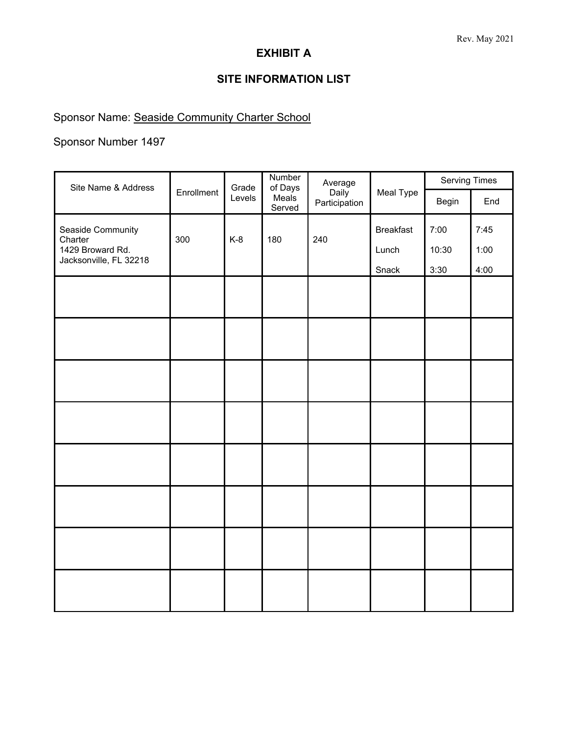Rev. May 2021

# EXHIBIT A

## SITE INFORMATION LIST

Sponsor Name: Seaside Community Charter School

Sponsor Number 1497

| Site Name & Address | Enrollment | Grade Levels | Number of Days Meals Served | Average Daily Participation | Meal Type | Serving Times | |
|---|---|---|---|---|---|---|---|
| | | | | | | Begin | End |
| Seaside Community Charter<br>1429 Broward Rd.<br>Jacksonville, FL 32218 | 300 | K-8 | 180 | 240 | Breakfast<br>Lunch<br>Snack | 7:00<br>10:30<br>3:30 | 7:45<br>1:00<br>4:00 |
| | | | | | | | |
| | | | | | | | |
| | | | | | | | |
| | | | | | | | |
| | | | | | | | |
| | | | | | | | |
| | | | | | | | |
| | | | | | | | |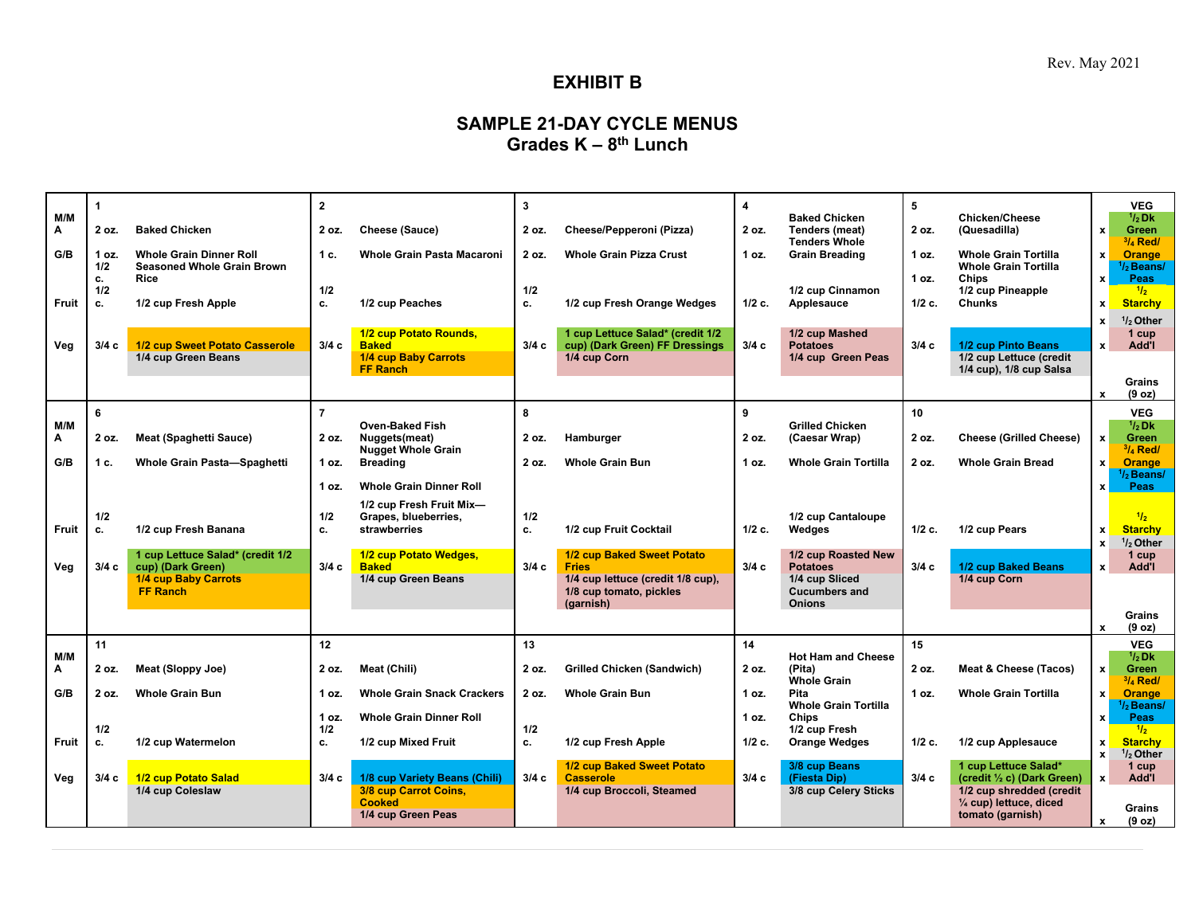Rev. May 2021

# EXHIBIT B

## SAMPLE 21-DAY CYCLE MENUS
## Grades K – 8th Lunch

| | 1 | | 2 | | 3 | | 4 | | 5 | | VEG |
|---|---|---|---|---|---|---|---|---|---|---|---|
| M/MA | 2 oz. | Baked Chicken | 2 oz. | Cheese (Sauce) | 2 oz. | Cheese/Pepperoni (Pizza) | 2 oz. | Baked Chicken Tenders (meat) | 2 oz. | Chicken/Cheese (Quesadilla) | x ½ Dk Green |
| G/B | 1 oz.<br>1/2 c. | Whole Grain Dinner Roll<br>Seasoned Whole Grain Brown Rice | 1 c. | Whole Grain Pasta Macaroni | 2 oz. | Whole Grain Pizza Crust | 1 oz. | Tenders Whole Grain Breading | 1 oz.<br>1 oz. | Whole Grain Tortilla<br>Whole Grain Tortilla Chips | x ¾ Red/ Orange<br>x ½ Beans/ Peas |
| Fruit | 1/2 c. | 1/2 cup Fresh Apple | 1/2 c. | 1/2 cup Peaches | 1/2 c. | 1/2 cup Fresh Orange Wedges | 1/2 c. | 1/2 cup Cinnamon Applesauce | 1/2 c. | 1/2 cup Pineapple Chunks | x ½ Starchy<br>x ½ Other |
| Veg | 3/4 c | 1/2 cup Sweet Potato Casserole<br>1/4 cup Green Beans | 3/4 c | 1/2 cup Potato Rounds, Baked<br>1/4 cup Baby Carrots FF Ranch | 3/4 c | 1 cup Lettuce Salad* (credit 1/2 cup) (Dark Green) FF Dressings<br>1/4 cup Corn | 3/4 c | 1/2 cup Mashed Potatoes<br>1/4 cup Green Peas | 3/4 c | 1/2 cup Pinto Beans<br>1/2 cup Lettuce (credit 1/4 cup), 1/8 cup Salsa | x 1 cup Add'l<br>x Grains (9 oz) |
| | 6 | | 7 | | 8 | | 9 | | 10 | | VEG |
| M/MA | 2 oz. | Meat (Spaghetti Sauce) | 2 oz. | Oven-Baked Fish Nuggets(meat) | 2 oz. | Hamburger | 2 oz. | Grilled Chicken (Caesar Wrap) | 2 oz. | Cheese (Grilled Cheese) | x ½ Dk Green |
| G/B | 1 c. | Whole Grain Pasta—Spaghetti | 1 oz.<br>1 oz. | Nugget Whole Grain Breading<br>Whole Grain Dinner Roll | 2 oz. | Whole Grain Bun | 1 oz. | Whole Grain Tortilla | 2 oz. | Whole Grain Bread | x ¾ Red/ Orange<br>x ½ Beans/ Peas |
| Fruit | 1/2 c. | 1/2 cup Fresh Banana | 1/2 c. | 1/2 cup Fresh Fruit Mix—Grapes, blueberries, strawberries | 1/2 c. | 1/2 cup Fruit Cocktail | 1/2 c. | 1/2 cup Cantaloupe Wedges | 1/2 c. | 1/2 cup Pears | x ½ Starchy<br>x ½ Other |
| Veg | 3/4 c | 1 cup Lettuce Salad* (credit 1/2 cup) (Dark Green)<br>1/4 cup Baby Carrots FF Ranch | 3/4 c | 1/2 cup Potato Wedges, Baked<br>1/4 cup Green Beans | 3/4 c | 1/2 cup Baked Sweet Potato Fries<br>1/4 cup lettuce (credit 1/8 cup), 1/8 cup tomato, pickles (garnish) | 3/4 c | 1/2 cup Roasted New Potatoes<br>1/4 cup Sliced Cucumbers and Onions | 3/4 c | 1/2 cup Baked Beans<br>1/4 cup Corn | x 1 cup Add'l<br>x Grains (9 oz) |
| | 11 | | 12 | | 13 | | 14 | | 15 | | VEG |
| M/MA | 2 oz. | Meat (Sloppy Joe) | 2 oz. | Meat (Chili) | 2 oz. | Grilled Chicken (Sandwich) | 2 oz. | Hot Ham and Cheese (Pita) | 2 oz. | Meat & Cheese (Tacos) | x ½ Dk Green |
| G/B | 2 oz. | Whole Grain Bun | 1 oz.<br>1 oz. | Whole Grain Snack Crackers<br>Whole Grain Dinner Roll | 2 oz. | Whole Grain Bun | 1 oz.<br>1 oz. | Whole Grain Pita<br>Whole Grain Tortilla Chips | 1 oz. | Whole Grain Tortilla | x ¾ Red/ Orange<br>x ½ Beans/ Peas |
| Fruit | 1/2 c. | 1/2 cup Watermelon | 1/2 c. | 1/2 cup Mixed Fruit | 1/2 c. | 1/2 cup Fresh Apple | 1/2 c. | 1/2 cup Fresh Orange Wedges | 1/2 c. | 1/2 cup Applesauce | x ½ Starchy<br>x ½ Other |
| Veg | 3/4 c | 1/2 cup Potato Salad<br>1/4 cup Coleslaw | 3/4 c | 1/8 cup Variety Beans (Chili)<br>3/8 cup Carrot Coins, Cooked<br>1/4 cup Green Peas | 3/4 c | 1/2 cup Baked Sweet Potato Casserole<br>1/4 cup Broccoli, Steamed | 3/4 c | 3/8 cup Beans (Fiesta Dip)<br>3/8 cup Celery Sticks | 3/4 c | 1 cup Lettuce Salad* (credit ½ c) (Dark Green)<br>1/2 cup shredded (credit ¼ cup) lettuce, diced tomato (garnish) | x 1 cup Add'l<br>x Grains (9 oz) |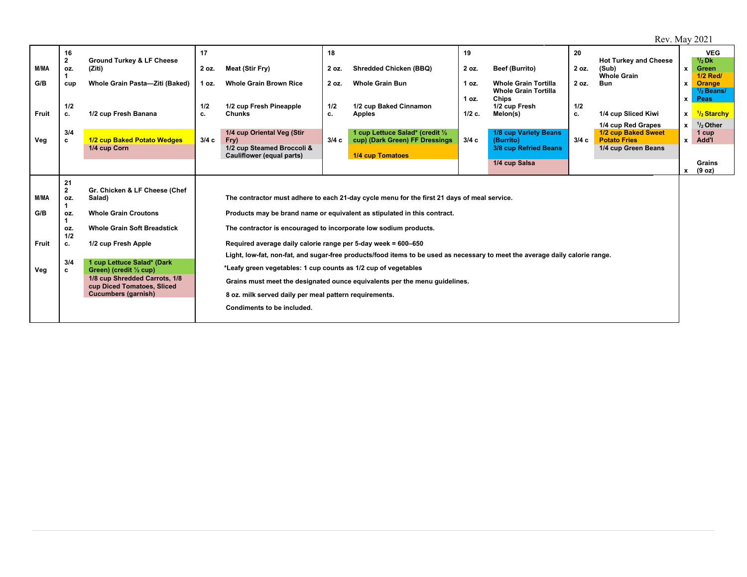Rev. May 2021

| | 16 | | 17 | | 18 | | 19 | | 20 | | | VEG |
|---|---|---|---|---|---|---|---|---|---|---|---|---|
| M/MA | 2 oz. | Ground Turkey & LF Cheese (Ziti) | 2 oz. | Meat (Stir Fry) | 2 oz. | Shredded Chicken (BBQ) | 2 oz. | Beef (Burrito) | 2 oz. | Hot Turkey and Cheese (Sub) | x | ½ Dk Green |
| G/B | 1 cup | Whole Grain Pasta—Ziti (Baked) | 1 oz. | Whole Grain Brown Rice | 2 oz. | Whole Grain Bun | 1 oz. | Whole Grain Tortilla | 2 oz. | Whole Grain Bun | x | 1/2 Red/ Orange |
| | | | | | | | 1 oz. | Whole Grain Tortilla Chips | | | x | ½ Beans/ Peas |
| Fruit | 1/2 c. | 1/2 cup Fresh Banana | 1/2 c. | 1/2 cup Fresh Pineapple Chunks | 1/2 c. | 1/2 cup Baked Cinnamon Apples | 1/2 c. | 1/2 cup Fresh Melon(s) | 1/2 c. | 1/4 cup Sliced Kiwi | x | ½ Starchy |
| | | | | | | | | | | 1/4 cup Red Grapes | x | ½ Other |
| Veg | 3/4 c | 1/2 cup Baked Potato Wedges | 3/4 c | 1/4 cup Oriental Veg (Stir Fry) | 3/4 c | 1 cup Lettuce Salad* (credit ½ cup) (Dark Green) FF Dressings | 3/4 c | 1/8 cup Variety Beans (Burrito) | 3/4 c | 1/2 cup Baked Sweet Potato Fries | x | 1 cup Add'l |
| | | 1/4 cup Corn | | 1/2 cup Steamed Broccoli & Cauliflower (equal parts) | | 1/4 cup Tomatoes | | 3/8 cup Refried Beans | | 1/4 cup Green Beans | | |
| | | | | | | | | 1/4 cup Salsa | | | x | Grains (9 oz) |

| | 21 | |
|---|---|---|
| M/MA | 2 oz. | Gr. Chicken & LF Cheese (Chef Salad) |
| G/B | 1 oz. | Whole Grain Croutons |
| | 1 oz. | Whole Grain Soft Breadstick |
| Fruit | 1/2 c. | 1/2 cup Fresh Apple |
| Veg | 3/4 c | 1 cup Lettuce Salad* (Dark Green) (credit ½ cup) |
| | | 1/8 cup Shredded Carrots, 1/8 cup Diced Tomatoes, Sliced Cucumbers (garnish) |

**The contractor must adhere to each 21-day cycle menu for the first 21 days of meal service.**

**Products may be brand name or equivalent as stipulated in this contract.**

**The contractor is encouraged to incorporate low sodium products.**

**Required average daily calorie range per 5-day week = 600–650**

**Light, low-fat, non-fat, and sugar-free products/food items to be used as necessary to meet the average daily calorie range.**

**\*Leafy green vegetables: 1 cup counts as 1/2 cup of vegetables**

**Grains must meet the designated ounce equivalents per the menu guidelines.**

**8 oz. milk served daily per meal pattern requirements.**

**Condiments to be included.**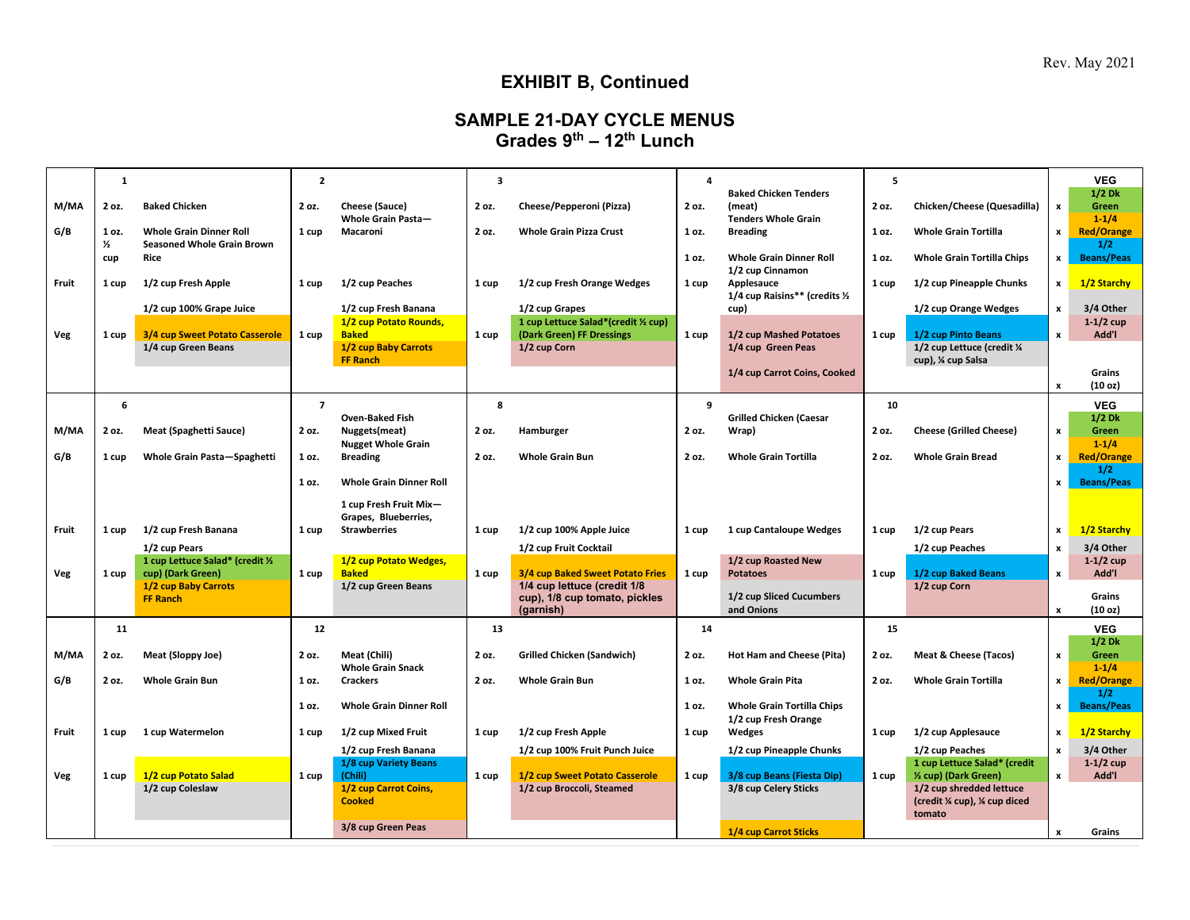Rev. May 2021

# EXHIBIT B, Continued

## SAMPLE 21-DAY CYCLE MENUS
## Grades 9th – 12th Lunch

| | 1 | | 2 | | 3 | | 4 | | 5 | | | VEG |
|---|---|---|---|---|---|---|---|---|---|---|---|---|
| M/MA | 2 oz. | Baked Chicken | 2 oz. | Cheese (Sauce) | 2 oz. | Cheese/Pepperoni (Pizza) | 2 oz. | Baked Chicken Tenders (meat) | 2 oz. | Chicken/Cheese (Quesadilla) | x | 1/2 Dk Green |
| G/B | 1 oz. | Whole Grain Dinner Roll | 1 cup | Whole Grain Pasta—Macaroni | 2 oz. | Whole Grain Pizza Crust | 1 oz. | Tenders Whole Grain Breading | 1 oz. | Whole Grain Tortilla | x | 1-1/4 Red/Orange |
| | ½ cup | Seasoned Whole Grain Brown Rice | | | | | 1 oz. | Whole Grain Dinner Roll | 1 oz. | Whole Grain Tortilla Chips | x | 1/2 Beans/Peas |
| Fruit | 1 cup | 1/2 cup Fresh Apple | 1 cup | 1/2 cup Peaches | 1 cup | 1/2 cup Fresh Orange Wedges | 1 cup | 1/2 cup Cinnamon Applesauce | 1 cup | 1/2 cup Pineapple Chunks | x | 1/2 Starchy |
| | | 1/2 cup 100% Grape Juice | | 1/2 cup Fresh Banana | | 1/2 cup Grapes | | 1/4 cup Raisins** (credits ½ cup) | | 1/2 cup Orange Wedges | x | 3/4 Other |
| Veg | 1 cup | 3/4 cup Sweet Potato Casserole | 1 cup | 1/2 cup Potato Rounds, Baked | 1 cup | 1 cup Lettuce Salad*(credit ½ cup) (Dark Green) FF Dressings | 1 cup | 1/2 cup Mashed Potatoes | 1 cup | 1/2 cup Pinto Beans | x | 1-1/2 cup Add'l |
| | | 1/4 cup Green Beans | | 1/2 cup Baby Carrots FF Ranch | | 1/2 cup Corn | | 1/4 cup Green Peas | | 1/2 cup Lettuce (credit ¼ cup), ¼ cup Salsa | | |
| | | | | | | | | 1/4 cup Carrot Coins, Cooked | | | x | Grains (10 oz) |
| | 6 | | 7 | | 8 | | 9 | | 10 | | | VEG |
| M/MA | 2 oz. | Meat (Spaghetti Sauce) | 2 oz. | Oven-Baked Fish Nuggets(meat) | 2 oz. | Hamburger | 2 oz. | Grilled Chicken (Caesar Wrap) | 2 oz. | Cheese (Grilled Cheese) | x | 1/2 Dk Green |
| G/B | 1 cup | Whole Grain Pasta—Spaghetti | 1 oz. | Nugget Whole Grain Breading | 2 oz. | Whole Grain Bun | 2 oz. | Whole Grain Tortilla | 2 oz. | Whole Grain Bread | x | 1-1/4 Red/Orange |
| | | | 1 oz. | Whole Grain Dinner Roll | | | | | | | x | 1/2 Beans/Peas |
| Fruit | 1 cup | 1/2 cup Fresh Banana | 1 cup | 1 cup Fresh Fruit Mix—Grapes, Blueberries, Strawberries | 1 cup | 1/2 cup 100% Apple Juice | 1 cup | 1 cup Cantaloupe Wedges | 1 cup | 1/2 cup Pears | x | 1/2 Starchy |
| | | 1/2 cup Pears | | | | 1/2 cup Fruit Cocktail | | | | 1/2 cup Peaches | x | 3/4 Other |
| Veg | 1 cup | 1 cup Lettuce Salad* (credit ½ cup) (Dark Green) | 1 cup | 1/2 cup Potato Wedges, Baked | 1 cup | 3/4 cup Baked Sweet Potato Fries | 1 cup | 1/2 cup Roasted New Potatoes | 1 cup | 1/2 cup Baked Beans | x | 1-1/2 cup Add'l |
| | | 1/2 cup Baby Carrots FF Ranch | | 1/2 cup Green Beans | | 1/4 cup lettuce (credit 1/8 cup), 1/8 cup tomato, pickles (garnish) | | 1/2 cup Sliced Cucumbers and Onions | | 1/2 cup Corn | x | Grains (10 oz) |
| | 11 | | 12 | | 13 | | 14 | | 15 | | | VEG |
| M/MA | 2 oz. | Meat (Sloppy Joe) | 2 oz. | Meat (Chili) | 2 oz. | Grilled Chicken (Sandwich) | 2 oz. | Hot Ham and Cheese (Pita) | 2 oz. | Meat & Cheese (Tacos) | x | 1/2 Dk Green |
| G/B | 2 oz. | Whole Grain Bun | 1 oz. | Whole Grain Snack Crackers | 2 oz. | Whole Grain Bun | 1 oz. | Whole Grain Pita | 2 oz. | Whole Grain Tortilla | x | 1-1/4 Red/Orange |
| | | | 1 oz. | Whole Grain Dinner Roll | | | 1 oz. | Whole Grain Tortilla Chips | | | x | 1/2 Beans/Peas |
| Fruit | 1 cup | 1 cup Watermelon | 1 cup | 1/2 cup Mixed Fruit | 1 cup | 1/2 cup Fresh Apple | 1 cup | 1/2 cup Fresh Orange Wedges | 1 cup | 1/2 cup Applesauce | x | 1/2 Starchy |
| | | | | 1/2 cup Fresh Banana | | 1/2 cup 100% Fruit Punch Juice | | 1/2 cup Pineapple Chunks | | 1/2 cup Peaches | x | 3/4 Other |
| Veg | 1 cup | 1/2 cup Potato Salad | 1 cup | 1/8 cup Variety Beans (Chili) | 1 cup | 1/2 cup Sweet Potato Casserole | 1 cup | 3/8 cup Beans (Fiesta Dip) | 1 cup | 1 cup Lettuce Salad* (credit ½ cup) (Dark Green) | x | 1-1/2 cup Add'l |
| | | 1/2 cup Coleslaw | | 1/2 cup Carrot Coins, Cooked | | 1/2 cup Broccoli, Steamed | | 3/8 cup Celery Sticks | | 1/2 cup shredded lettuce (credit ¼ cup), ¼ cup diced tomato | | |
| | | | | 3/8 cup Green Peas | | | | 1/4 cup Carrot Sticks | | | x | Grains |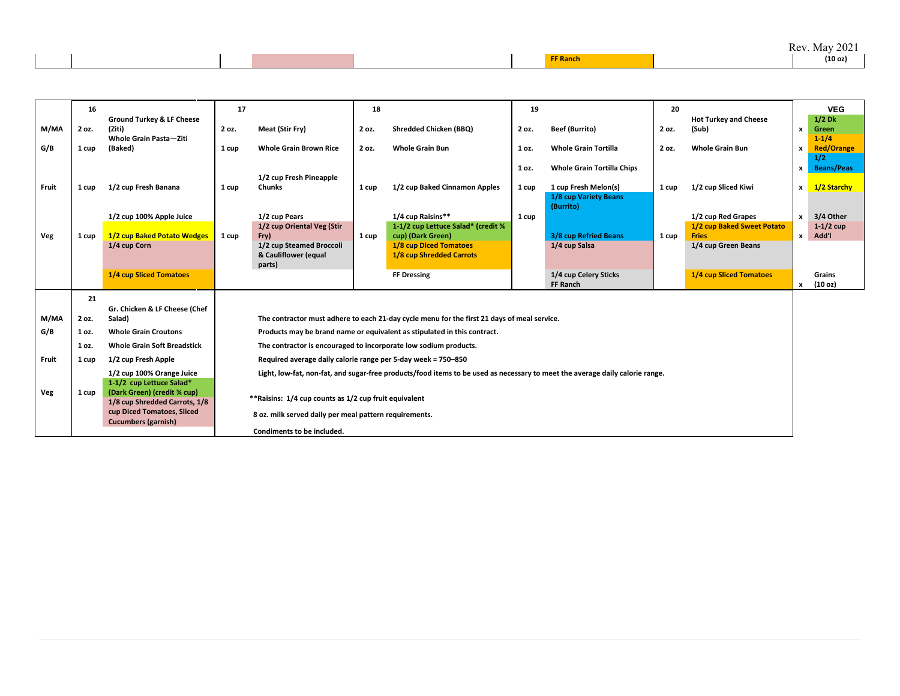| | | | | | | | | | | | | | |
|---|---|---|---|---|---|---|---|---|---|---|---|---|---|
| | | | | | FF Ranch | | | | | | | | (10 oz) |

| | 16 | | 17 | | 18 | | 19 | | 20 | | | VEG |
|---|---|---|---|---|---|---|---|---|---|---|---|---|
| M/MA | 2 oz. | Ground Turkey & LF Cheese (Ziti) | 2 oz. | Meat (Stir Fry) | 2 oz. | Shredded Chicken (BBQ) | 2 oz. | Beef (Burrito) | 2 oz. | Hot Turkey and Cheese (Sub) | x | 1/2 Dk Green |
| G/B | 1 cup | Whole Grain Pasta—Ziti (Baked) | 1 cup | Whole Grain Brown Rice | 2 oz. | Whole Grain Bun | 1 oz. | Whole Grain Tortilla | 2 oz. | Whole Grain Bun | x | 1-1/4 Red/Orange |
| | | | | | | | 1 oz. | Whole Grain Tortilla Chips | | | x | 1/2 Beans/Peas |
| Fruit | 1 cup | 1/2 cup Fresh Banana | 1 cup | 1/2 cup Fresh Pineapple Chunks | 1 cup | 1/2 cup Baked Cinnamon Apples | 1 cup | 1 cup Fresh Melon(s) | 1 cup | 1/2 cup Sliced Kiwi | x | 1/2 Starchy |
| | | 1/2 cup 100% Apple Juice | | 1/2 cup Pears | | 1/4 cup Raisins** | 1 cup | 1/8 cup Variety Beans (Burrito) | | 1/2 cup Red Grapes | x | 3/4 Other |
| Veg | 1 cup | 1/2 cup Baked Potato Wedges | 1 cup | 1/2 cup Oriental Veg (Stir Fry) | 1 cup | 1-1/2 cup Lettuce Salad* (credit ¾ cup) (Dark Green) | | 3/8 cup Refried Beans | 1 cup | 1/2 cup Baked Sweet Potato Fries | x | 1-1/2 cup Add'l |
| | | 1/4 cup Corn | | 1/2 cup Steamed Broccoli & Cauliflower (equal parts) | | 1/8 cup Diced Tomatoes<br>1/8 cup Shredded Carrots | | 1/4 cup Salsa | | 1/4 cup Green Beans | | |
| | | 1/4 cup Sliced Tomatoes | | | | FF Dressing | | 1/4 cup Celery Sticks<br>FF Ranch | | 1/4 cup Sliced Tomatoes | x | Grains (10 oz) |

| | 21 | |
|---|---|---|
| M/MA | 2 oz. | Gr. Chicken & LF Cheese (Chef Salad) |
| G/B | 1 oz. | Whole Grain Croutons |
| | 1 oz. | Whole Grain Soft Breadstick |
| Fruit | 1 cup | 1/2 cup Fresh Apple |
| | | 1/2 cup 100% Orange Juice |
| Veg | 1 cup | 1-1/2 cup Lettuce Salad* (Dark Green) (credit ¾ cup) |
| | | 1/8 cup Shredded Carrots, 1/8 cup Diced Tomatoes, Sliced Cucumbers (garnish) |

**The contractor must adhere to each 21-day cycle menu for the first 21 days of meal service.**

**Products may be brand name or equivalent as stipulated in this contract.**

**The contractor is encouraged to incorporate low sodium products.**

**Required average daily calorie range per 5-day week = 750–850**

**Light, low-fat, non-fat, and sugar-free products/food items to be used as necessary to meet the average daily calorie range.**

****Raisins: 1/4 cup counts as 1/2 cup fruit equivalent**

**8 oz. milk served daily per meal pattern requirements.**

**Condiments to be included.**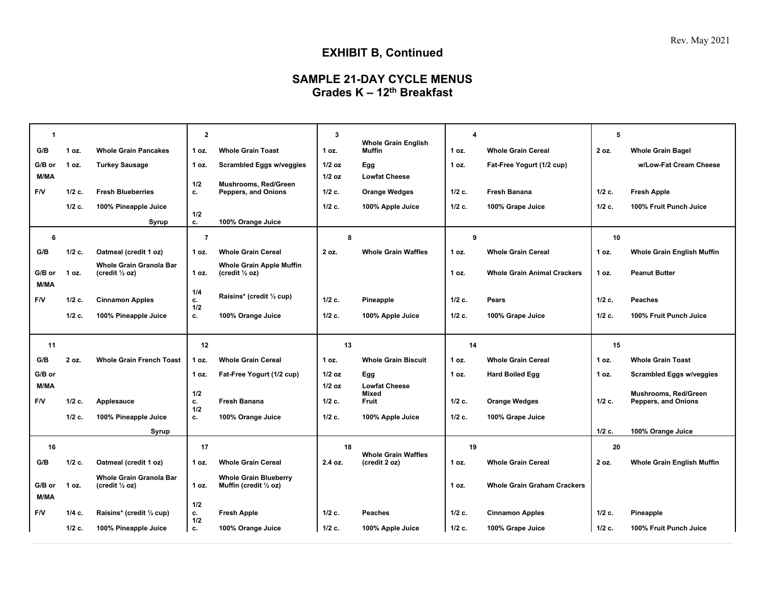## EXHIBIT B, Continued

## SAMPLE 21-DAY CYCLE MENUS
## Grades K – 12th Breakfast

| | 1 | | 2 | | 3 | | 4 | | 5 | |
|---|---|---|---|---|---|---|---|---|---|---|
| G/B | 1 oz. | Whole Grain Pancakes | 1 oz. | Whole Grain Toast | 1 oz. | Whole Grain English Muffin | 1 oz. | Whole Grain Cereal | 2 oz. | Whole Grain Bagel |
| G/B or M/MA | 1 oz. | Turkey Sausage | 1 oz. | Scrambled Eggs w/veggies | 1/2 oz<br>1/2 oz | Egg<br>Lowfat Cheese | 1 oz. | Fat-Free Yogurt (1/2 cup) | | w/Low-Fat Cream Cheese |
| F/V | 1/2 c. | Fresh Blueberries | 1/2 c. | Mushrooms, Red/Green Peppers, and Onions | 1/2 c. | Orange Wedges | 1/2 c. | Fresh Banana | 1/2 c. | Fresh Apple |
| | 1/2 c. | 100% Pineapple Juice | 1/2 c. | 100% Orange Juice | 1/2 c. | 100% Apple Juice | 1/2 c. | 100% Grape Juice | 1/2 c. | 100% Fruit Punch Juice |
| | | Syrup | | | | | | | | |
| | 6 | | 7 | | 8 | | 9 | | 10 | |
| G/B | 1/2 c. | Oatmeal (credit 1 oz) | 1 oz. | Whole Grain Cereal | 2 oz. | Whole Grain Waffles | 1 oz. | Whole Grain Cereal | 1 oz. | Whole Grain English Muffin |
| G/B or M/MA | 1 oz. | Whole Grain Granola Bar (credit ½ oz) | 1 oz. | Whole Grain Apple Muffin (credit ½ oz) | | | 1 oz. | Whole Grain Animal Crackers | 1 oz. | Peanut Butter |
| F/V | 1/2 c. | Cinnamon Apples | 1/4 c. | Raisins* (credit ½ cup) | 1/2 c. | Pineapple | 1/2 c. | Pears | 1/2 c. | Peaches |
| | 1/2 c. | 100% Pineapple Juice | 1/2 c. | 100% Orange Juice | 1/2 c. | 100% Apple Juice | 1/2 c. | 100% Grape Juice | 1/2 c. | 100% Fruit Punch Juice |
| | 11 | | 12 | | 13 | | 14 | | 15 | |
| G/B | 2 oz. | Whole Grain French Toast | 1 oz. | Whole Grain Cereal | 1 oz. | Whole Grain Biscuit | 1 oz. | Whole Grain Cereal | 1 oz. | Whole Grain Toast |
| G/B or M/MA | | | 1 oz. | Fat-Free Yogurt (1/2 cup) | 1/2 oz<br>1/2 oz | Egg<br>Lowfat Cheese | 1 oz. | Hard Boiled Egg | 1 oz. | Scrambled Eggs w/veggies |
| F/V | 1/2 c. | Applesauce | 1/2 c. | Fresh Banana | 1/2 c. | Mixed Fruit | 1/2 c. | Orange Wedges | 1/2 c. | Mushrooms, Red/Green Peppers, and Onions |
| | 1/2 c. | 100% Pineapple Juice | 1/2 c. | 100% Orange Juice | 1/2 c. | 100% Apple Juice | 1/2 c. | 100% Grape Juice | 1/2 c. | 100% Orange Juice |
| | | Syrup | | | | | | | | |
| | 16 | | 17 | | 18 | | 19 | | 20 | |
| G/B | 1/2 c. | Oatmeal (credit 1 oz) | 1 oz. | Whole Grain Cereal | 2.4 oz. | Whole Grain Waffles (credit 2 oz) | 1 oz. | Whole Grain Cereal | 2 oz. | Whole Grain English Muffin |
| G/B or M/MA | 1 oz. | Whole Grain Granola Bar (credit ½ oz) | 1 oz. | Whole Grain Blueberry Muffin (credit ½ oz) | | | 1 oz. | Whole Grain Graham Crackers | | |
| F/V | 1/4 c. | Raisins* (credit ½ cup) | 1/2 c. | Fresh Apple | 1/2 c. | Peaches | 1/2 c. | Cinnamon Apples | 1/2 c. | Pineapple |
| | 1/2 c. | 100% Pineapple Juice | 1/2 c. | 100% Orange Juice | 1/2 c. | 100% Apple Juice | 1/2 c. | 100% Grape Juice | 1/2 c. | 100% Fruit Punch Juice |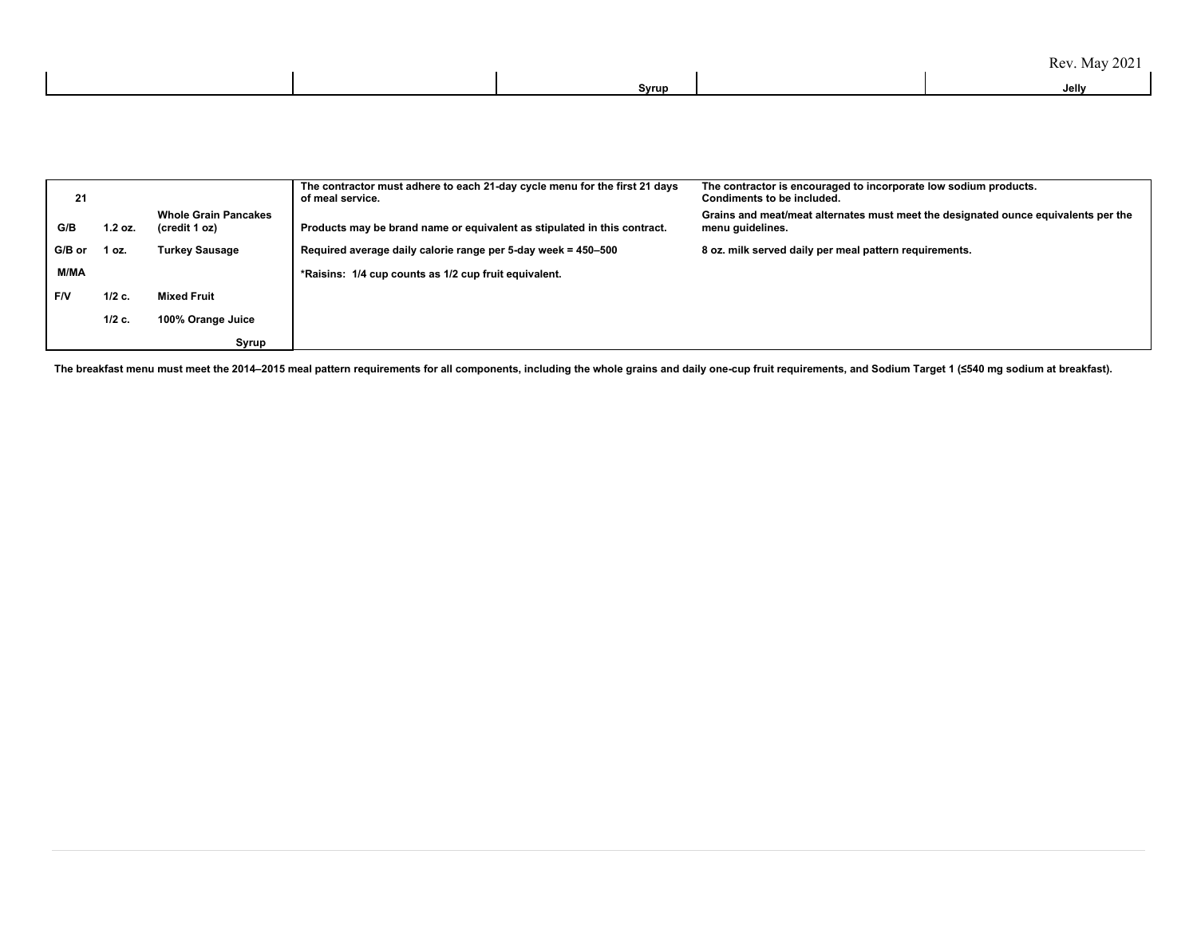| | | Syrup | | Jelly |
|---|---|---|---|---|

| | | | | |
|---|---|---|---|---|
| **21** | | | **The contractor must adhere to each 21-day cycle menu for the first 21 days of meal service.** | **The contractor is encouraged to incorporate low sodium products. Condiments to be included.** |
| **G/B** | **1.2 oz.** | **Whole Grain Pancakes (credit 1 oz)** | **Products may be brand name or equivalent as stipulated in this contract.** | **Grains and meat/meat alternates must meet the designated ounce equivalents per the menu guidelines.** |
| **G/B or** | **1 oz.** | **Turkey Sausage** | **Required average daily calorie range per 5-day week = 450–500** | **8 oz. milk served daily per meal pattern requirements.** |
| **M/MA** | | | ***Raisins: 1/4 cup counts as 1/2 cup fruit equivalent.** | |
| **F/V** | **1/2 c.** | **Mixed Fruit** | | |
| | **1/2 c.** | **100% Orange Juice** | | |
| | | **Syrup** | | |

**The breakfast menu must meet the 2014–2015 meal pattern requirements for all components, including the whole grains and daily one-cup fruit requirements, and Sodium Target 1 (≤540 mg sodium at breakfast).**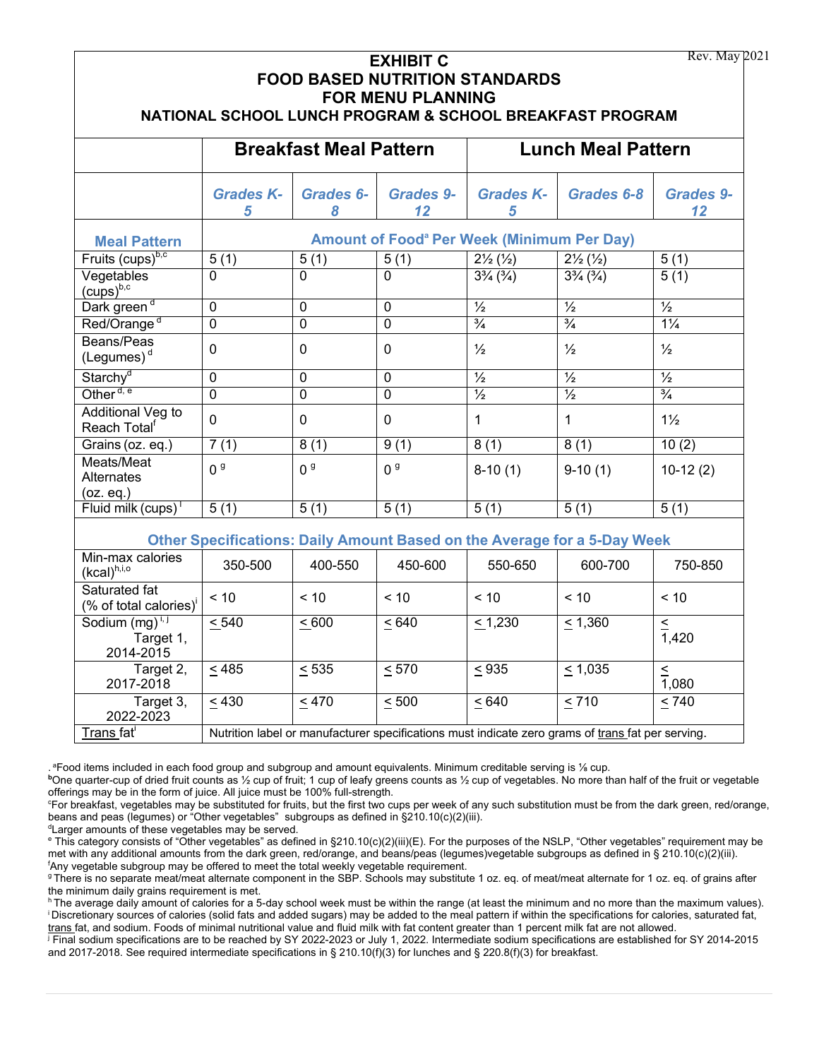Rev. May 2021

# EXHIBIT C
## FOOD BASED NUTRITION STANDARDS FOR MENU PLANNING
### NATIONAL SCHOOL LUNCH PROGRAM & SCHOOL BREAKFAST PROGRAM

| | Breakfast Meal Pattern | | | Lunch Meal Pattern | | |
|---|---|---|---|---|---|---|
| | *Grades K-5* | *Grades 6-8* | *Grades 9-12* | *Grades K-5* | *Grades 6-8* | *Grades 9-12* |
| **Meal Pattern** | **Amount of Food[a] Per Week (Minimum Per Day)** | | | | | |
| Fruits (cups)[b,c] | 5 (1) | 5 (1) | 5 (1) | 2½ (½) | 2½ (½) | 5 (1) |
| Vegetables (cups)[b,c] | 0 | 0 | 0 | 3¾ (¾) | 3¾ (¾) | 5 (1) |
| Dark green [d] | 0 | 0 | 0 | ½ | ½ | ½ |
| Red/Orange [d] | 0 | 0 | 0 | ¾ | ¾ | 1¼ |
| Beans/Peas (Legumes) [d] | 0 | 0 | 0 | ½ | ½ | ½ |
| Starchy[d] | 0 | 0 | 0 | ½ | ½ | ½ |
| Other [d, e] | 0 | 0 | 0 | ½ | ½ | ¾ |
| Additional Veg to Reach Total[f] | 0 | 0 | 0 | 1 | 1 | 1½ |
| Grains (oz. eq.) | 7 (1) | 8 (1) | 9 (1) | 8 (1) | 8 (1) | 10 (2) |
| Meats/Meat Alternates (oz. eq.) | 0 [g] | 0 [g] | 0 [g] | 8-10 (1) | 9-10 (1) | 10-12 (2) |
| Fluid milk (cups) [i] | 5 (1) | 5 (1) | 5 (1) | 5 (1) | 5 (1) | 5 (1) |
| **Other Specifications: Daily Amount Based on the Average for a 5-Day Week** | | | | | | |
| Min-max calories (kcal)[h,i,o] | 350-500 | 400-550 | 450-600 | 550-650 | 600-700 | 750-850 |
| Saturated fat (% of total calories)[i] | < 10 | < 10 | < 10 | < 10 | < 10 | < 10 |
| Sodium (mg) [i, j] Target 1, 2014-2015 | ≤ 540 | ≤ 600 | ≤ 640 | ≤ 1,230 | ≤ 1,360 | ≤ 1,420 |
| Target 2, 2017-2018 | ≤ 485 | ≤ 535 | ≤ 570 | ≤ 935 | ≤ 1,035 | ≤ 1,080 |
| Target 3, 2022-2023 | ≤ 430 | ≤ 470 | ≤ 500 | ≤ 640 | ≤ 710 | ≤ 740 |
| Trans fat[i] | Nutrition label or manufacturer specifications must indicate zero grams of trans fat per serving. | | | | | |

[a]Food items included in each food group and subgroup and amount equivalents. Minimum creditable serving is ⅛ cup.

[b]One quarter-cup of dried fruit counts as ½ cup of fruit; 1 cup of leafy greens counts as ½ cup of vegetables. No more than half of the fruit or vegetable offerings may be in the form of juice. All juice must be 100% full-strength.

[c]For breakfast, vegetables may be substituted for fruits, but the first two cups per week of any such substitution must be from the dark green, red/orange, beans and peas (legumes) or "Other vegetables" subgroups as defined in §210.10(c)(2)(iii).

[d]Larger amounts of these vegetables may be served.

[e] This category consists of "Other vegetables" as defined in §210.10(c)(2)(iii)(E). For the purposes of the NSLP, "Other vegetables" requirement may be met with any additional amounts from the dark green, red/orange, and beans/peas (legumes)vegetable subgroups as defined in § 210.10(c)(2)(iii).

[f]Any vegetable subgroup may be offered to meet the total weekly vegetable requirement.

[g] There is no separate meat/meat alternate component in the SBP. Schools may substitute 1 oz. eq. of meat/meat alternate for 1 oz. eq. of grains after the minimum daily grains requirement is met.

[h] The average daily amount of calories for a 5-day school week must be within the range (at least the minimum and no more than the maximum values).

[i] Discretionary sources of calories (solid fats and added sugars) may be added to the meal pattern if within the specifications for calories, saturated fat, trans fat, and sodium. Foods of minimal nutritional value and fluid milk with fat content greater than 1 percent milk fat are not allowed.

[j] Final sodium specifications are to be reached by SY 2022-2023 or July 1, 2022. Intermediate sodium specifications are established for SY 2014-2015 and 2017-2018. See required intermediate specifications in § 210.10(f)(3) for lunches and § 220.8(f)(3) for breakfast.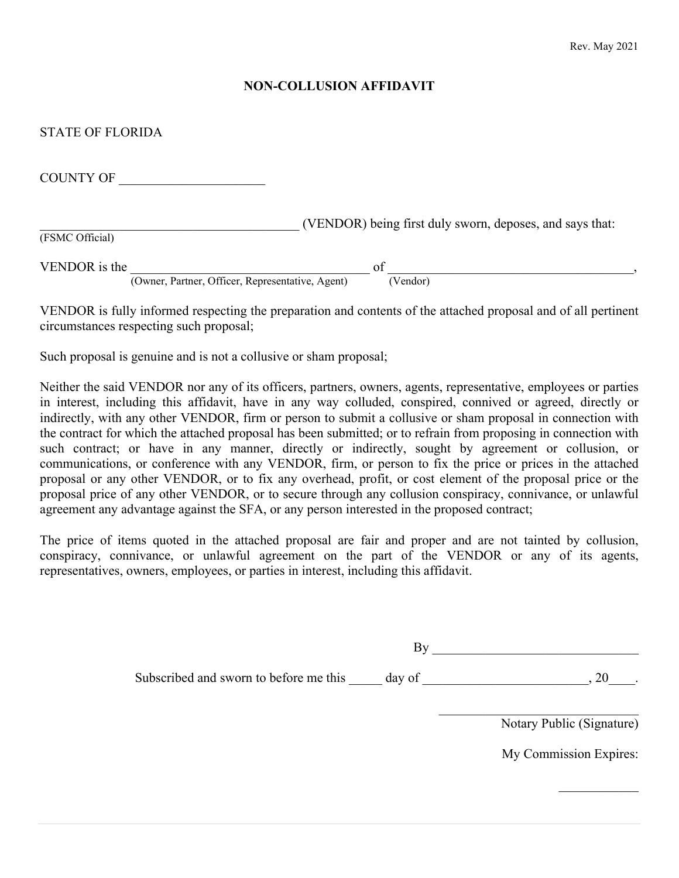Rev. May 2021

# NON-COLLUSION AFFIDAVIT

STATE OF FLORIDA

COUNTY OF ______________________

________________________________________ (VENDOR) being first duly sworn, deposes, and says that:
(FSMC Official)

VENDOR is the ____________________________________ of ______________________________________,
(Owner, Partner, Officer, Representative, Agent) (Vendor)

VENDOR is fully informed respecting the preparation and contents of the attached proposal and of all pertinent circumstances respecting such proposal;

Such proposal is genuine and is not a collusive or sham proposal;

Neither the said VENDOR nor any of its officers, partners, owners, agents, representative, employees or parties in interest, including this affidavit, have in any way colluded, conspired, connived or agreed, directly or indirectly, with any other VENDOR, firm or person to submit a collusive or sham proposal in connection with the contract for which the attached proposal has been submitted; or to refrain from proposing in connection with such contract; or have in any manner, directly or indirectly, sought by agreement or collusion, or communications, or conference with any VENDOR, firm, or person to fix the price or prices in the attached proposal or any other VENDOR, or to fix any overhead, profit, or cost element of the proposal price or the proposal price of any other VENDOR, or to secure through any collusion conspiracy, connivance, or unlawful agreement any advantage against the SFA, or any person interested in the proposed contract;

The price of items quoted in the attached proposal are fair and proper and are not tainted by collusion, conspiracy, connivance, or unlawful agreement on the part of the VENDOR or any of its agents, representatives, owners, employees, or parties in interest, including this affidavit.

By _______________________________

Subscribed and sworn to before me this _____ day of _________________________, 20____.

_______________________________
Notary Public (Signature)

My Commission Expires:

____________